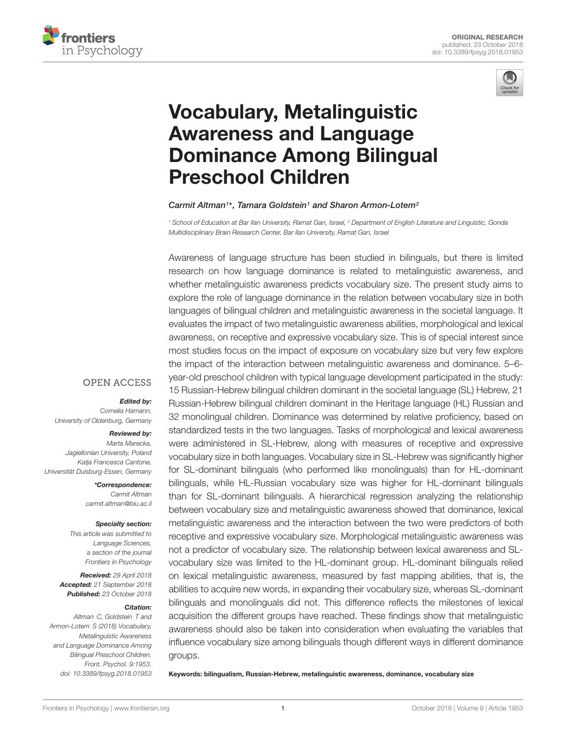ORIGINAL RESEARCH
published: 23 October 2018
doi: 10.3389/fpsyg.2018.01953

# Vocabulary, Metalinguistic Awareness and Language Dominance Among Bilingual Preschool Children

*Carmit Altman[1]\*, Tamara Goldstein[1] and Sharon Armon-Lotem[2]*

[1] School of Education at Bar Ilan University, Ramat Gan, Israel, [2] Department of English Literature and Linguistic, Gonda Multidisciplinary Brain Research Center, Bar Ilan University, Ramat Gan, Israel

Awareness of language structure has been studied in bilinguals, but there is limited research on how language dominance is related to metalinguistic awareness, and whether metalinguistic awareness predicts vocabulary size. The present study aims to explore the role of language dominance in the relation between vocabulary size in both languages of bilingual children and metalinguistic awareness in the societal language. It evaluates the impact of two metalinguistic awareness abilities, morphological and lexical awareness, on receptive and expressive vocabulary size. This is of special interest since most studies focus on the impact of exposure on vocabulary size but very few explore the impact of the interaction between metalinguistic awareness and dominance. 5–6-year-old preschool children with typical language development participated in the study: 15 Russian-Hebrew bilingual children dominant in the societal language (SL) Hebrew, 21 Russian-Hebrew bilingual children dominant in the Heritage language (HL) Russian and 32 monolingual children. Dominance was determined by relative proficiency, based on standardized tests in the two languages. Tasks of morphological and lexical awareness were administered in SL-Hebrew, along with measures of receptive and expressive vocabulary size in both languages. Vocabulary size in SL-Hebrew was significantly higher for SL-dominant bilinguals (who performed like monolinguals) than for HL-dominant bilinguals, while HL-Russian vocabulary size was higher for HL-dominant bilinguals than for SL-dominant bilinguals. A hierarchical regression analyzing the relationship between vocabulary size and metalinguistic awareness showed that dominance, lexical metalinguistic awareness and the interaction between the two were predictors of both receptive and expressive vocabulary size. Morphological metalinguistic awareness was not a predictor of vocabulary size. The relationship between lexical awareness and SL-vocabulary size was limited to the HL-dominant group. HL-dominant bilinguals relied on lexical metalinguistic awareness, measured by fast mapping abilities, that is, the abilities to acquire new words, in expanding their vocabulary size, whereas SL-dominant bilinguals and monolinguals did not. This difference reflects the milestones of lexical acquisition the different groups have reached. These findings show that metalinguistic awareness should also be taken into consideration when evaluating the variables that influence vocabulary size among bilinguals though different ways in different dominance groups.

**Keywords: bilingualism, Russian-Hebrew, metalinguistic awareness, dominance, vocabulary size**

OPEN ACCESS

***Edited by:***
*Cornelia Hamann,*
*University of Oldenburg, Germany*

***Reviewed by:***
*Marta Marecka,*
*Jagiellonian University, Poland*
*Katja Francesca Cantone,*
*Universität Duisburg-Essen, Germany*

***\*Correspondence:***
*Carmit Altman*
*carmit.altman@biu.ac.il*

***Specialty section:***
*This article was submitted to Language Sciences, a section of the journal Frontiers in Psychology*

***Received:** 29 April 2018*
***Accepted:** 21 September 2018*
***Published:** 23 October 2018*

***Citation:***
*Altman C, Goldstein T and Armon-Lotem S (2018) Vocabulary, Metalinguistic Awareness and Language Dominance Among Bilingual Preschool Children. Front. Psychol. 9:1953. doi: 10.3389/fpsyg.2018.01953*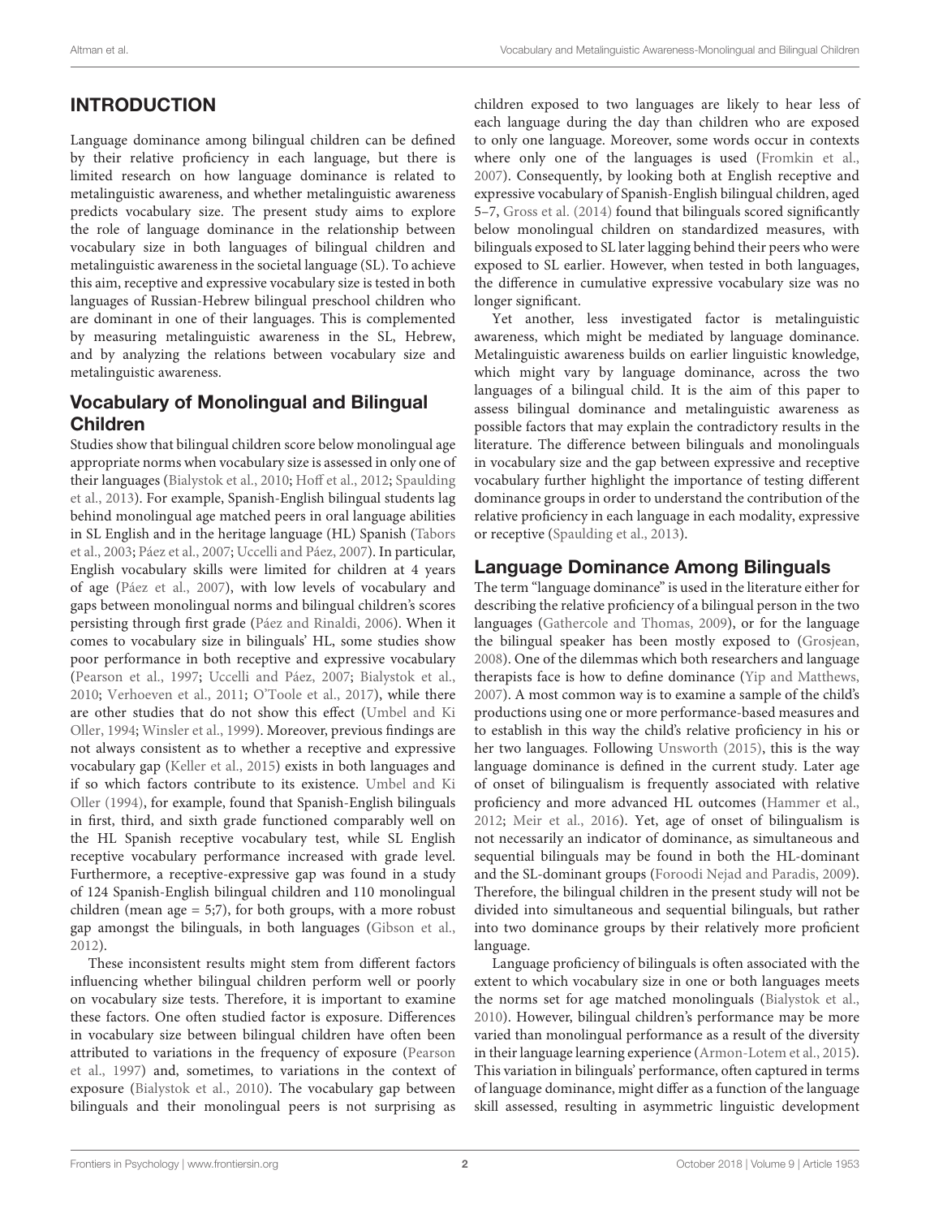## INTRODUCTION

Language dominance among bilingual children can be defined by their relative proficiency in each language, but there is limited research on how language dominance is related to metalinguistic awareness, and whether metalinguistic awareness predicts vocabulary size. The present study aims to explore the role of language dominance in the relationship between vocabulary size in both languages of bilingual children and metalinguistic awareness in the societal language (SL). To achieve this aim, receptive and expressive vocabulary size is tested in both languages of Russian-Hebrew bilingual preschool children who are dominant in one of their languages. This is complemented by measuring metalinguistic awareness in the SL, Hebrew, and by analyzing the relations between vocabulary size and metalinguistic awareness.

### Vocabulary of Monolingual and Bilingual Children

Studies show that bilingual children score below monolingual age appropriate norms when vocabulary size is assessed in only one of their languages (Bialystok et al., 2010; Hoff et al., 2012; Spaulding et al., 2013). For example, Spanish-English bilingual students lag behind monolingual age matched peers in oral language abilities in SL English and in the heritage language (HL) Spanish (Tabors et al., 2003; Páez et al., 2007; Uccelli and Páez, 2007). In particular, English vocabulary skills were limited for children at 4 years of age (Páez et al., 2007), with low levels of vocabulary and gaps between monolingual norms and bilingual children's scores persisting through first grade (Páez and Rinaldi, 2006). When it comes to vocabulary size in bilinguals' HL, some studies show poor performance in both receptive and expressive vocabulary (Pearson et al., 1997; Uccelli and Páez, 2007; Bialystok et al., 2010; Verhoeven et al., 2011; O'Toole et al., 2017), while there are other studies that do not show this effect (Umbel and Ki Oller, 1994; Winsler et al., 1999). Moreover, previous findings are not always consistent as to whether a receptive and expressive vocabulary gap (Keller et al., 2015) exists in both languages and if so which factors contribute to its existence. Umbel and Ki Oller (1994), for example, found that Spanish-English bilinguals in first, third, and sixth grade functioned comparably well on the HL Spanish receptive vocabulary test, while SL English receptive vocabulary performance increased with grade level. Furthermore, a receptive-expressive gap was found in a study of 124 Spanish-English bilingual children and 110 monolingual children (mean age = 5;7), for both groups, with a more robust gap amongst the bilinguals, in both languages (Gibson et al., 2012).

These inconsistent results might stem from different factors influencing whether bilingual children perform well or poorly on vocabulary size tests. Therefore, it is important to examine these factors. One often studied factor is exposure. Differences in vocabulary size between bilingual children have often been attributed to variations in the frequency of exposure (Pearson et al., 1997) and, sometimes, to variations in the context of exposure (Bialystok et al., 2010). The vocabulary gap between bilinguals and their monolingual peers is not surprising as children exposed to two languages are likely to hear less of each language during the day than children who are exposed to only one language. Moreover, some words occur in contexts where only one of the languages is used (Fromkin et al., 2007). Consequently, by looking both at English receptive and expressive vocabulary of Spanish-English bilingual children, aged 5–7, Gross et al. (2014) found that bilinguals scored significantly below monolingual children on standardized measures, with bilinguals exposed to SL later lagging behind their peers who were exposed to SL earlier. However, when tested in both languages, the difference in cumulative expressive vocabulary size was no longer significant.

Yet another, less investigated factor is metalinguistic awareness, which might be mediated by language dominance. Metalinguistic awareness builds on earlier linguistic knowledge, which might vary by language dominance, across the two languages of a bilingual child. It is the aim of this paper to assess bilingual dominance and metalinguistic awareness as possible factors that may explain the contradictory results in the literature. The difference between bilinguals and monolinguals in vocabulary size and the gap between expressive and receptive vocabulary further highlight the importance of testing different dominance groups in order to understand the contribution of the relative proficiency in each language in each modality, expressive or receptive (Spaulding et al., 2013).

### Language Dominance Among Bilinguals

The term "language dominance" is used in the literature either for describing the relative proficiency of a bilingual person in the two languages (Gathercole and Thomas, 2009), or for the language the bilingual speaker has been mostly exposed to (Grosjean, 2008). One of the dilemmas which both researchers and language therapists face is how to define dominance (Yip and Matthews, 2007). A most common way is to examine a sample of the child's productions using one or more performance-based measures and to establish in this way the child's relative proficiency in his or her two languages. Following Unsworth (2015), this is the way language dominance is defined in the current study. Later age of onset of bilingualism is frequently associated with relative proficiency and more advanced HL outcomes (Hammer et al., 2012; Meir et al., 2016). Yet, age of onset of bilingualism is not necessarily an indicator of dominance, as simultaneous and sequential bilinguals may be found in both the HL-dominant and the SL-dominant groups (Foroodi Nejad and Paradis, 2009). Therefore, the bilingual children in the present study will not be divided into simultaneous and sequential bilinguals, but rather into two dominance groups by their relatively more proficient language.

Language proficiency of bilinguals is often associated with the extent to which vocabulary size in one or both languages meets the norms set for age matched monolinguals (Bialystok et al., 2010). However, bilingual children's performance may be more varied than monolingual performance as a result of the diversity in their language learning experience (Armon-Lotem et al., 2015). This variation in bilinguals' performance, often captured in terms of language dominance, might differ as a function of the language skill assessed, resulting in asymmetric linguistic development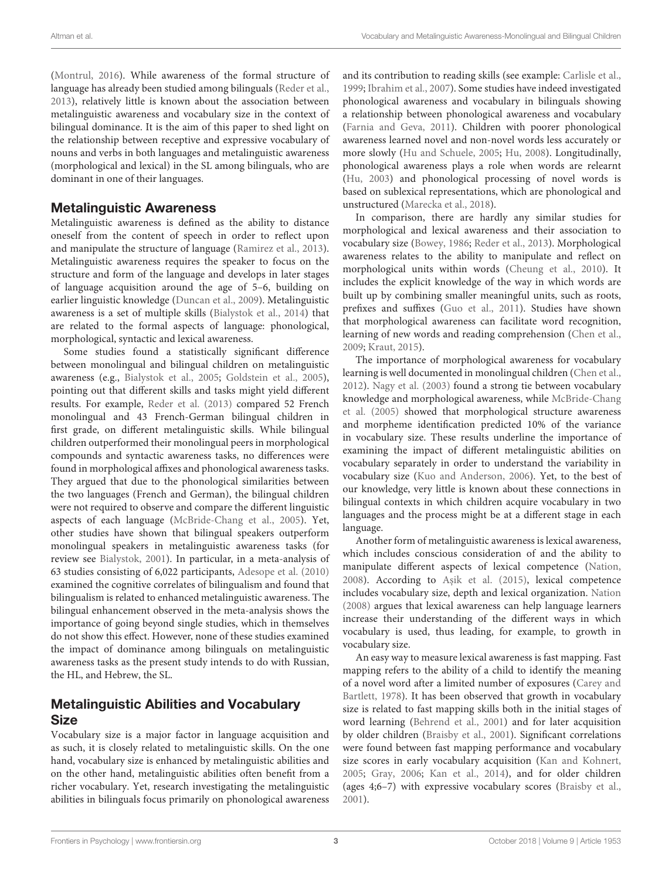(Montrul, 2016). While awareness of the formal structure of language has already been studied among bilinguals (Reder et al., 2013), relatively little is known about the association between metalinguistic awareness and vocabulary size in the context of bilingual dominance. It is the aim of this paper to shed light on the relationship between receptive and expressive vocabulary of nouns and verbs in both languages and metalinguistic awareness (morphological and lexical) in the SL among bilinguals, who are dominant in one of their languages.

## Metalinguistic Awareness

Metalinguistic awareness is defined as the ability to distance oneself from the content of speech in order to reflect upon and manipulate the structure of language (Ramirez et al., 2013). Metalinguistic awareness requires the speaker to focus on the structure and form of the language and develops in later stages of language acquisition around the age of 5–6, building on earlier linguistic knowledge (Duncan et al., 2009). Metalinguistic awareness is a set of multiple skills (Bialystok et al., 2014) that are related to the formal aspects of language: phonological, morphological, syntactic and lexical awareness.

Some studies found a statistically significant difference between monolingual and bilingual children on metalinguistic awareness (e.g., Bialystok et al., 2005; Goldstein et al., 2005), pointing out that different skills and tasks might yield different results. For example, Reder et al. (2013) compared 52 French monolingual and 43 French-German bilingual children in first grade, on different metalinguistic skills. While bilingual children outperformed their monolingual peers in morphological compounds and syntactic awareness tasks, no differences were found in morphological affixes and phonological awareness tasks. They argued that due to the phonological similarities between the two languages (French and German), the bilingual children were not required to observe and compare the different linguistic aspects of each language (McBride-Chang et al., 2005). Yet, other studies have shown that bilingual speakers outperform monolingual speakers in metalinguistic awareness tasks (for review see Bialystok, 2001). In particular, in a meta-analysis of 63 studies consisting of 6,022 participants, Adesope et al. (2010) examined the cognitive correlates of bilingualism and found that bilingualism is related to enhanced metalinguistic awareness. The bilingual enhancement observed in the meta-analysis shows the importance of going beyond single studies, which in themselves do not show this effect. However, none of these studies examined the impact of dominance among bilinguals on metalinguistic awareness tasks as the present study intends to do with Russian, the HL, and Hebrew, the SL.

## Metalinguistic Abilities and Vocabulary Size

Vocabulary size is a major factor in language acquisition and as such, it is closely related to metalinguistic skills. On the one hand, vocabulary size is enhanced by metalinguistic abilities and on the other hand, metalinguistic abilities often benefit from a richer vocabulary. Yet, research investigating the metalinguistic abilities in bilinguals focus primarily on phonological awareness and its contribution to reading skills (see example: Carlisle et al., 1999; Ibrahim et al., 2007). Some studies have indeed investigated phonological awareness and vocabulary in bilinguals showing a relationship between phonological awareness and vocabulary (Farnia and Geva, 2011). Children with poorer phonological awareness learned novel and non-novel words less accurately or more slowly (Hu and Schuele, 2005; Hu, 2008). Longitudinally, phonological awareness plays a role when words are relearnt (Hu, 2003) and phonological processing of novel words is based on sublexical representations, which are phonological and unstructured (Marecka et al., 2018).

In comparison, there are hardly any similar studies for morphological and lexical awareness and their association to vocabulary size (Bowey, 1986; Reder et al., 2013). Morphological awareness relates to the ability to manipulate and reflect on morphological units within words (Cheung et al., 2010). It includes the explicit knowledge of the way in which words are built up by combining smaller meaningful units, such as roots, prefixes and suffixes (Guo et al., 2011). Studies have shown that morphological awareness can facilitate word recognition, learning of new words and reading comprehension (Chen et al., 2009; Kraut, 2015).

The importance of morphological awareness for vocabulary learning is well documented in monolingual children (Chen et al., 2012). Nagy et al. (2003) found a strong tie between vocabulary knowledge and morphological awareness, while McBride-Chang et al. (2005) showed that morphological structure awareness and morpheme identification predicted 10% of the variance in vocabulary size. These results underline the importance of examining the impact of different metalinguistic abilities on vocabulary separately in order to understand the variability in vocabulary size (Kuo and Anderson, 2006). Yet, to the best of our knowledge, very little is known about these connections in bilingual contexts in which children acquire vocabulary in two languages and the process might be at a different stage in each language.

Another form of metalinguistic awareness is lexical awareness, which includes conscious consideration of and the ability to manipulate different aspects of lexical competence (Nation, 2008). According to Aşik et al. (2015), lexical competence includes vocabulary size, depth and lexical organization. Nation (2008) argues that lexical awareness can help language learners increase their understanding of the different ways in which vocabulary is used, thus leading, for example, to growth in vocabulary size.

An easy way to measure lexical awareness is fast mapping. Fast mapping refers to the ability of a child to identify the meaning of a novel word after a limited number of exposures (Carey and Bartlett, 1978). It has been observed that growth in vocabulary size is related to fast mapping skills both in the initial stages of word learning (Behrend et al., 2001) and for later acquisition by older children (Braisby et al., 2001). Significant correlations were found between fast mapping performance and vocabulary size scores in early vocabulary acquisition (Kan and Kohnert, 2005; Gray, 2006; Kan et al., 2014), and for older children (ages 4;6–7) with expressive vocabulary scores (Braisby et al., 2001).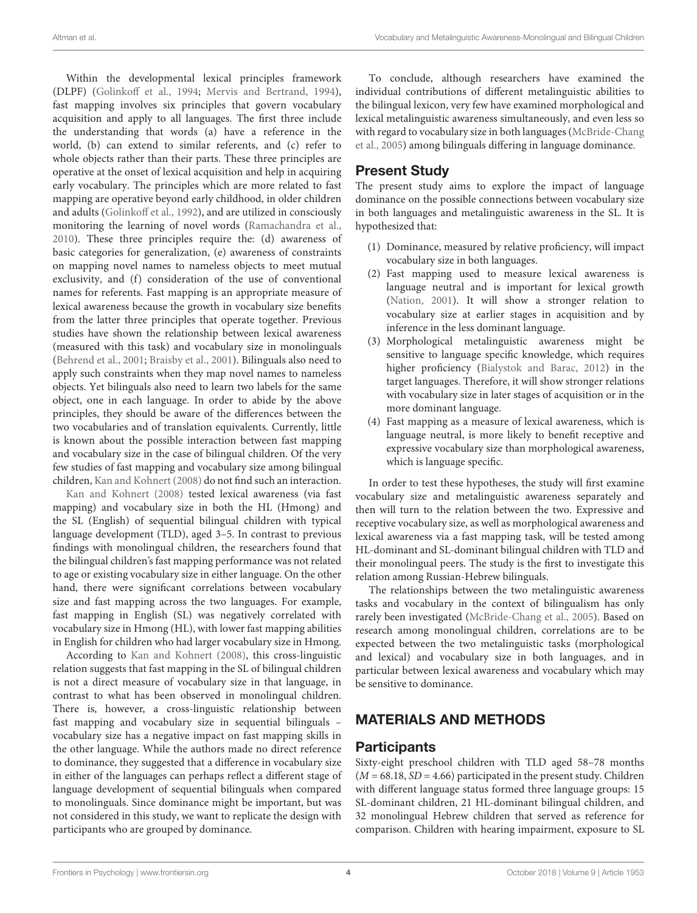Within the developmental lexical principles framework (DLPF) (Golinkoff et al., 1994; Mervis and Bertrand, 1994), fast mapping involves six principles that govern vocabulary acquisition and apply to all languages. The first three include the understanding that words (a) have a reference in the world, (b) can extend to similar referents, and (c) refer to whole objects rather than their parts. These three principles are operative at the onset of lexical acquisition and help in acquiring early vocabulary. The principles which are more related to fast mapping are operative beyond early childhood, in older children and adults (Golinkoff et al., 1992), and are utilized in consciously monitoring the learning of novel words (Ramachandra et al., 2010). These three principles require the: (d) awareness of basic categories for generalization, (e) awareness of constraints on mapping novel names to nameless objects to meet mutual exclusivity, and (f) consideration of the use of conventional names for referents. Fast mapping is an appropriate measure of lexical awareness because the growth in vocabulary size benefits from the latter three principles that operate together. Previous studies have shown the relationship between lexical awareness (measured with this task) and vocabulary size in monolinguals (Behrend et al., 2001; Braisby et al., 2001). Bilinguals also need to apply such constraints when they map novel names to nameless objects. Yet bilinguals also need to learn two labels for the same object, one in each language. In order to abide by the above principles, they should be aware of the differences between the two vocabularies and of translation equivalents. Currently, little is known about the possible interaction between fast mapping and vocabulary size in the case of bilingual children. Of the very few studies of fast mapping and vocabulary size among bilingual children, Kan and Kohnert (2008) do not find such an interaction.

Kan and Kohnert (2008) tested lexical awareness (via fast mapping) and vocabulary size in both the HL (Hmong) and the SL (English) of sequential bilingual children with typical language development (TLD), aged 3–5. In contrast to previous findings with monolingual children, the researchers found that the bilingual children's fast mapping performance was not related to age or existing vocabulary size in either language. On the other hand, there were significant correlations between vocabulary size and fast mapping across the two languages. For example, fast mapping in English (SL) was negatively correlated with vocabulary size in Hmong (HL), with lower fast mapping abilities in English for children who had larger vocabulary size in Hmong.

According to Kan and Kohnert (2008), this cross-linguistic relation suggests that fast mapping in the SL of bilingual children is not a direct measure of vocabulary size in that language, in contrast to what has been observed in monolingual children. There is, however, a cross-linguistic relationship between fast mapping and vocabulary size in sequential bilinguals – vocabulary size has a negative impact on fast mapping skills in the other language. While the authors made no direct reference to dominance, they suggested that a difference in vocabulary size in either of the languages can perhaps reflect a different stage of language development of sequential bilinguals when compared to monolinguals. Since dominance might be important, but was not considered in this study, we want to replicate the design with participants who are grouped by dominance.

To conclude, although researchers have examined the individual contributions of different metalinguistic abilities to the bilingual lexicon, very few have examined morphological and lexical metalinguistic awareness simultaneously, and even less so with regard to vocabulary size in both languages (McBride-Chang et al., 2005) among bilinguals differing in language dominance.

## Present Study

The present study aims to explore the impact of language dominance on the possible connections between vocabulary size in both languages and metalinguistic awareness in the SL. It is hypothesized that:

(1) Dominance, measured by relative proficiency, will impact vocabulary size in both languages.

(2) Fast mapping used to measure lexical awareness is language neutral and is important for lexical growth (Nation, 2001). It will show a stronger relation to vocabulary size at earlier stages in acquisition and by inference in the less dominant language.

(3) Morphological metalinguistic awareness might be sensitive to language specific knowledge, which requires higher proficiency (Bialystok and Barac, 2012) in the target languages. Therefore, it will show stronger relations with vocabulary size in later stages of acquisition or in the more dominant language.

(4) Fast mapping as a measure of lexical awareness, which is language neutral, is more likely to benefit receptive and expressive vocabulary size than morphological awareness, which is language specific.

In order to test these hypotheses, the study will first examine vocabulary size and metalinguistic awareness separately and then will turn to the relation between the two. Expressive and receptive vocabulary size, as well as morphological awareness and lexical awareness via a fast mapping task, will be tested among HL-dominant and SL-dominant bilingual children with TLD and their monolingual peers. The study is the first to investigate this relation among Russian-Hebrew bilinguals.

The relationships between the two metalinguistic awareness tasks and vocabulary in the context of bilingualism has only rarely been investigated (McBride-Chang et al., 2005). Based on research among monolingual children, correlations are to be expected between the two metalinguistic tasks (morphological and lexical) and vocabulary size in both languages, and in particular between lexical awareness and vocabulary which may be sensitive to dominance.

# MATERIALS AND METHODS

## Participants

Sixty-eight preschool children with TLD aged 58–78 months ($M = 68.18$, $SD = 4.66$) participated in the present study. Children with different language status formed three language groups: 15 SL-dominant children, 21 HL-dominant bilingual children, and 32 monolingual Hebrew children that served as reference for comparison. Children with hearing impairment, exposure to SL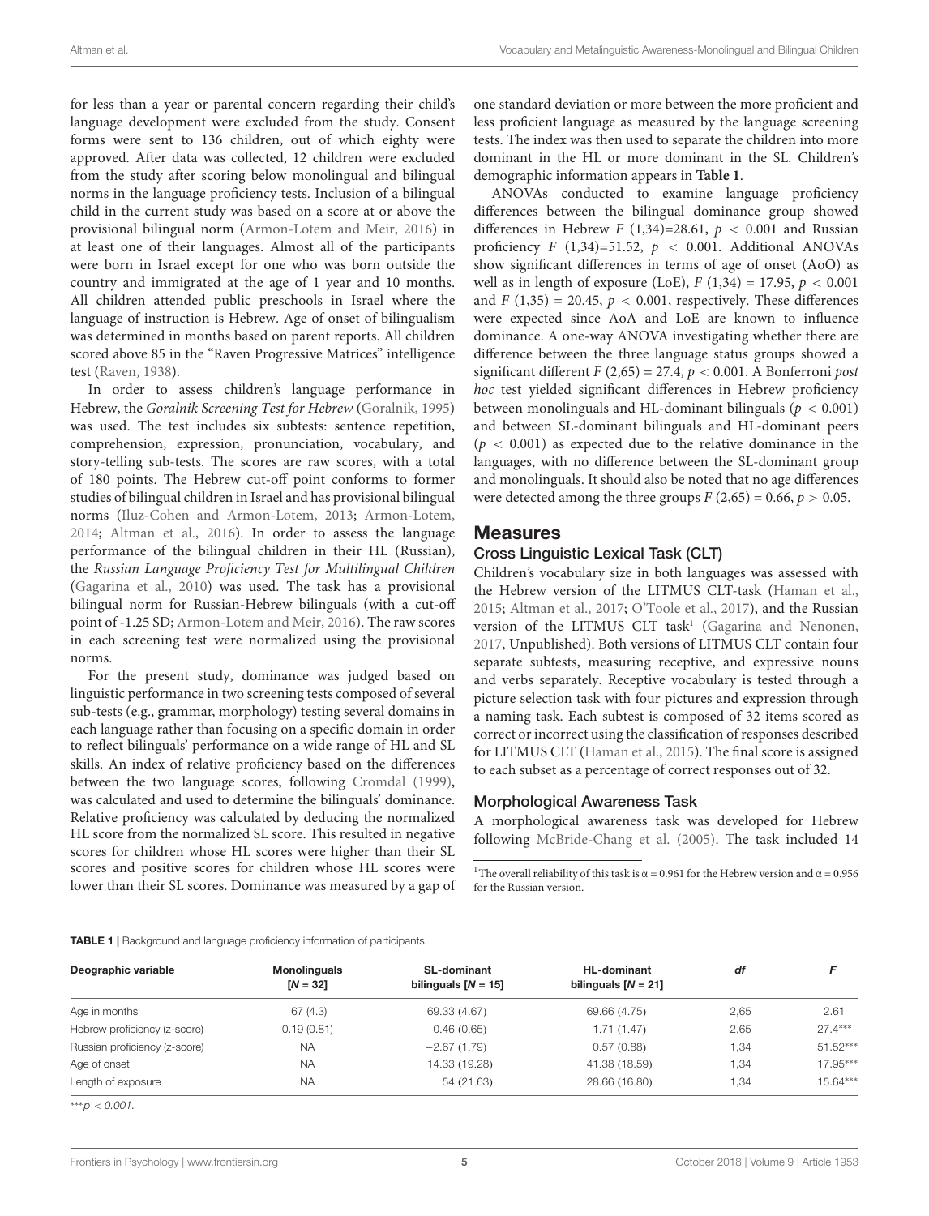for less than a year or parental concern regarding their child's language development were excluded from the study. Consent forms were sent to 136 children, out of which eighty were approved. After data was collected, 12 children were excluded from the study after scoring below monolingual and bilingual norms in the language proficiency tests. Inclusion of a bilingual child in the current study was based on a score at or above the provisional bilingual norm (Armon-Lotem and Meir, 2016) in at least one of their languages. Almost all of the participants were born in Israel except for one who was born outside the country and immigrated at the age of 1 year and 10 months. All children attended public preschools in Israel where the language of instruction is Hebrew. Age of onset of bilingualism was determined in months based on parent reports. All children scored above 85 in the "Raven Progressive Matrices" intelligence test (Raven, 1938).

In order to assess children's language performance in Hebrew, the *Goralnik Screening Test for Hebrew* (Goralnik, 1995) was used. The test includes six subtests: sentence repetition, comprehension, expression, pronunciation, vocabulary, and story-telling sub-tests. The scores are raw scores, with a total of 180 points. The Hebrew cut-off point conforms to former studies of bilingual children in Israel and has provisional bilingual norms (Iluz-Cohen and Armon-Lotem, 2013; Armon-Lotem, 2014; Altman et al., 2016). In order to assess the language performance of the bilingual children in their HL (Russian), the *Russian Language Proficiency Test for Multilingual Children* (Gagarina et al., 2010) was used. The task has a provisional bilingual norm for Russian-Hebrew bilinguals (with a cut-off point of -1.25 SD; Armon-Lotem and Meir, 2016). The raw scores in each screening test were normalized using the provisional norms.

For the present study, dominance was judged based on linguistic performance in two screening tests composed of several sub-tests (e.g., grammar, morphology) testing several domains in each language rather than focusing on a specific domain in order to reflect bilinguals' performance on a wide range of HL and SL skills. An index of relative proficiency based on the differences between the two language scores, following Cromdal (1999), was calculated and used to determine the bilinguals' dominance. Relative proficiency was calculated by deducing the normalized HL score from the normalized SL score. This resulted in negative scores for children whose HL scores were higher than their SL scores and positive scores for children whose HL scores were lower than their SL scores. Dominance was measured by a gap of one standard deviation or more between the more proficient and less proficient language as measured by the language screening tests. The index was then used to separate the children into more dominant in the HL or more dominant in the SL. Children's demographic information appears in **Table 1**.

ANOVAs conducted to examine language proficiency differences between the bilingual dominance group showed differences in Hebrew $F(1,34)=28.61$, $p < 0.001$ and Russian proficiency $F(1,34)=51.52$, $p < 0.001$. Additional ANOVAs show significant differences in terms of age of onset (AoO) as well as in length of exposure (LoE), $F(1,34) = 17.95$, $p < 0.001$ and $F(1,35) = 20.45$, $p < 0.001$, respectively. These differences were expected since AoA and LoE are known to influence dominance. A one-way ANOVA investigating whether there are difference between the three language status groups showed a significant different $F(2,65) = 27.4$, $p < 0.001$. A Bonferroni *post hoc* test yielded significant differences in Hebrew proficiency between monolinguals and HL-dominant bilinguals ($p < 0.001$) and between SL-dominant bilinguals and HL-dominant peers ($p < 0.001$) as expected due to the relative dominance in the languages, with no difference between the SL-dominant group and monolinguals. It should also be noted that no age differences were detected among the three groups $F(2,65) = 0.66$, $p > 0.05$.

## Measures

### Cross Linguistic Lexical Task (CLT)

Children's vocabulary size in both languages was assessed with the Hebrew version of the LITMUS CLT-task (Haman et al., 2015; Altman et al., 2017; O'Toole et al., 2017), and the Russian version of the LITMUS CLT task[1] (Gagarina and Nenonen, 2017, Unpublished). Both versions of LITMUS CLT contain four separate subtests, measuring receptive, and expressive nouns and verbs separately. Receptive vocabulary is tested through a picture selection task with four pictures and expression through a naming task. Each subtest is composed of 32 items scored as correct or incorrect using the classification of responses described for LITMUS CLT (Haman et al., 2015). The final score is assigned to each subset as a percentage of correct responses out of 32.

### Morphological Awareness Task

A morphological awareness task was developed for Hebrew following McBride-Chang et al. (2005). The task included 14

[1] The overall reliability of this task is α = 0.961 for the Hebrew version and α = 0.956 for the Russian version.

**TABLE 1** | Background and language proficiency information of participants.

| Deographic variable | Monolinguals [*N* = 32] | SL-dominant bilinguals [*N* = 15] | HL-dominant bilinguals [*N* = 21] | *df* | *F* |
|---|---|---|---|---|---|
| Age in months | 67 (4.3) | 69.33 (4.67) | 69.66 (4.75) | 2,65 | 2.61 |
| Hebrew proficiency (z-score) | 0.19 (0.81) | 0.46 (0.65) | −1.71 (1.47) | 2,65 | 27.4*** |
| Russian proficiency (z-score) | NA | −2.67 (1.79) | 0.57 (0.88) | 1,34 | 51.52*** |
| Age of onset | NA | 14.33 (19.28) | 41.38 (18.59) | 1,34 | 17.95*** |
| Length of exposure | NA | 54 (21.63) | 28.66 (16.80) | 1,34 | 15.64*** |

***$p < 0.001$.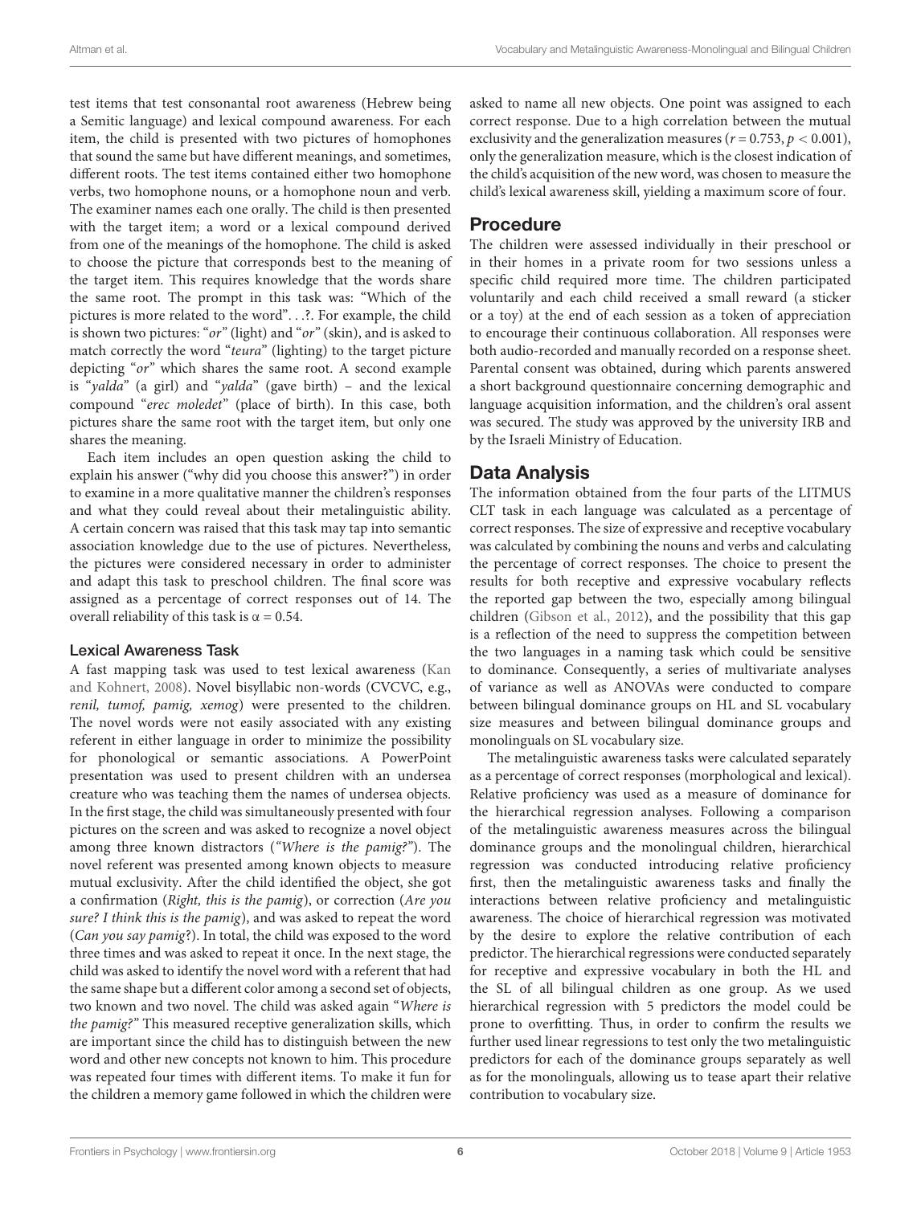test items that test consonantal root awareness (Hebrew being a Semitic language) and lexical compound awareness. For each item, the child is presented with two pictures of homophones that sound the same but have different meanings, and sometimes, different roots. The test items contained either two homophone verbs, two homophone nouns, or a homophone noun and verb. The examiner names each one orally. The child is then presented with the target item; a word or a lexical compound derived from one of the meanings of the homophone. The child is asked to choose the picture that corresponds best to the meaning of the target item. This requires knowledge that the words share the same root. The prompt in this task was: "Which of the pictures is more related to the word"...?. For example, the child is shown two pictures: "*or*" (light) and "*or*" (skin), and is asked to match correctly the word "*teura*" (lighting) to the target picture depicting "*or*" which shares the same root. A second example is "*yalda*" (a girl) and "*yalda*" (gave birth) – and the lexical compound "*erec moledet*" (place of birth). In this case, both pictures share the same root with the target item, but only one shares the meaning.

Each item includes an open question asking the child to explain his answer ("why did you choose this answer?") in order to examine in a more qualitative manner the children's responses and what they could reveal about their metalinguistic ability. A certain concern was raised that this task may tap into semantic association knowledge due to the use of pictures. Nevertheless, the pictures were considered necessary in order to administer and adapt this task to preschool children. The final score was assigned as a percentage of correct responses out of 14. The overall reliability of this task is $\alpha = 0.54$.

### Lexical Awareness Task

A fast mapping task was used to test lexical awareness (Kan and Kohnert, 2008). Novel bisyllabic non-words (CVCVC, e.g., *renil, tumof, pamig, xemog*) were presented to the children. The novel words were not easily associated with any existing referent in either language in order to minimize the possibility for phonological or semantic associations. A PowerPoint presentation was used to present children with an undersea creature who was teaching them the names of undersea objects. In the first stage, the child was simultaneously presented with four pictures on the screen and was asked to recognize a novel object among three known distractors ("*Where is the pamig?*"). The novel referent was presented among known objects to measure mutual exclusivity. After the child identified the object, she got a confirmation (*Right, this is the pamig*), or correction (*Are you sure? I think this is the pamig*), and was asked to repeat the word (*Can you say pamig*?). In total, the child was exposed to the word three times and was asked to repeat it once. In the next stage, the child was asked to identify the novel word with a referent that had the same shape but a different color among a second set of objects, two known and two novel. The child was asked again "*Where is the pamig?*" This measured receptive generalization skills, which are important since the child has to distinguish between the new word and other new concepts not known to him. This procedure was repeated four times with different items. To make it fun for the children a memory game followed in which the children were asked to name all new objects. One point was assigned to each correct response. Due to a high correlation between the mutual exclusivity and the generalization measures ($r = 0.753$, $p < 0.001$), only the generalization measure, which is the closest indication of the child's acquisition of the new word, was chosen to measure the child's lexical awareness skill, yielding a maximum score of four.

## Procedure

The children were assessed individually in their preschool or in their homes in a private room for two sessions unless a specific child required more time. The children participated voluntarily and each child received a small reward (a sticker or a toy) at the end of each session as a token of appreciation to encourage their continuous collaboration. All responses were both audio-recorded and manually recorded on a response sheet. Parental consent was obtained, during which parents answered a short background questionnaire concerning demographic and language acquisition information, and the children's oral assent was secured. The study was approved by the university IRB and by the Israeli Ministry of Education.

## Data Analysis

The information obtained from the four parts of the LITMUS CLT task in each language was calculated as a percentage of correct responses. The size of expressive and receptive vocabulary was calculated by combining the nouns and verbs and calculating the percentage of correct responses. The choice to present the results for both receptive and expressive vocabulary reflects the reported gap between the two, especially among bilingual children (Gibson et al., 2012), and the possibility that this gap is a reflection of the need to suppress the competition between the two languages in a naming task which could be sensitive to dominance. Consequently, a series of multivariate analyses of variance as well as ANOVAs were conducted to compare between bilingual dominance groups on HL and SL vocabulary size measures and between bilingual dominance groups and monolinguals on SL vocabulary size.

The metalinguistic awareness tasks were calculated separately as a percentage of correct responses (morphological and lexical). Relative proficiency was used as a measure of dominance for the hierarchical regression analyses. Following a comparison of the metalinguistic awareness measures across the bilingual dominance groups and the monolingual children, hierarchical regression was conducted introducing relative proficiency first, then the metalinguistic awareness tasks and finally the interactions between relative proficiency and metalinguistic awareness. The choice of hierarchical regression was motivated by the desire to explore the relative contribution of each predictor. The hierarchical regressions were conducted separately for receptive and expressive vocabulary in both the HL and the SL of all bilingual children as one group. As we used hierarchical regression with 5 predictors the model could be prone to overfitting. Thus, in order to confirm the results we further used linear regressions to test only the two metalinguistic predictors for each of the dominance groups separately as well as for the monolinguals, allowing us to tease apart their relative contribution to vocabulary size.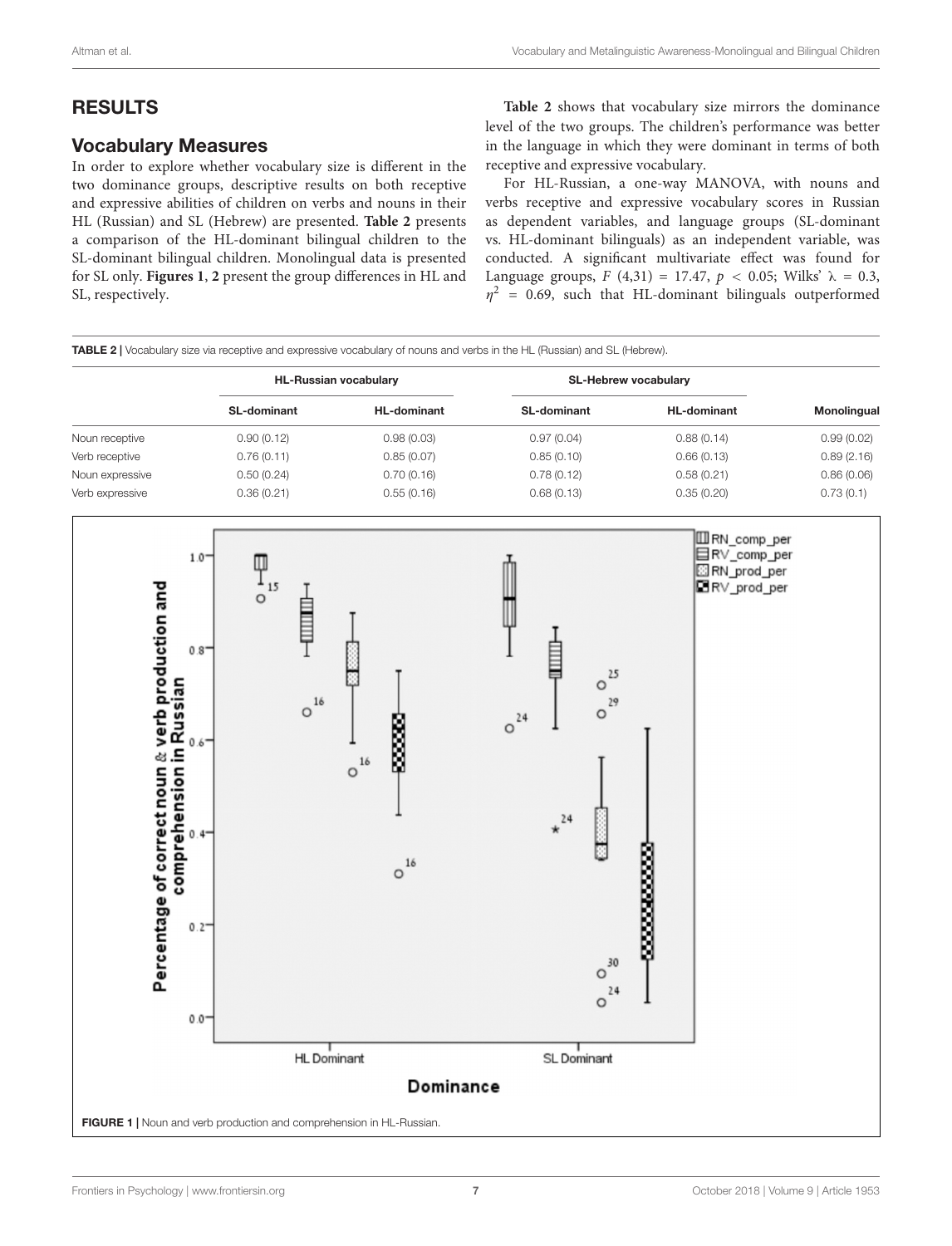## RESULTS

### Vocabulary Measures

In order to explore whether vocabulary size is different in the two dominance groups, descriptive results on both receptive and expressive abilities of children on verbs and nouns in their HL (Russian) and SL (Hebrew) are presented. **Table 2** presents a comparison of the HL-dominant bilingual children to the SL-dominant bilingual children. Monolingual data is presented for SL only. **Figures 1, 2** present the group differences in HL and SL, respectively.

**Table 2** shows that vocabulary size mirrors the dominance level of the two groups. The children's performance was better in the language in which they were dominant in terms of both receptive and expressive vocabulary.

For HL-Russian, a one-way MANOVA, with nouns and verbs receptive and expressive vocabulary scores in Russian as dependent variables, and language groups (SL-dominant vs. HL-dominant bilinguals) as an independent variable, was conducted. A significant multivariate effect was found for Language groups, $F$ (4,31) = 17.47, $p < 0.05$; Wilks' $\lambda = 0.3$, $\eta^2 = 0.69$, such that HL-dominant bilinguals outperformed

**TABLE 2** | Vocabulary size via receptive and expressive vocabulary of nouns and verbs in the HL (Russian) and SL (Hebrew).

| | HL-Russian vocabulary | | SL-Hebrew vocabulary | | |
|---|---|---|---|---|---|
| | **SL-dominant** | **HL-dominant** | **SL-dominant** | **HL-dominant** | **Monolingual** |
| Noun receptive | 0.90 (0.12) | 0.98 (0.03) | 0.97 (0.04) | 0.88 (0.14) | 0.99 (0.02) |
| Verb receptive | 0.76 (0.11) | 0.85 (0.07) | 0.85 (0.10) | 0.66 (0.13) | 0.89 (2.16) |
| Noun expressive | 0.50 (0.24) | 0.70 (0.16) | 0.78 (0.12) | 0.58 (0.21) | 0.86 (0.06) |
| Verb expressive | 0.36 (0.21) | 0.55 (0.16) | 0.68 (0.13) | 0.35 (0.20) | 0.73 (0.1) |

**FIGURE 1** | Noun and verb production and comprehension in HL-Russian.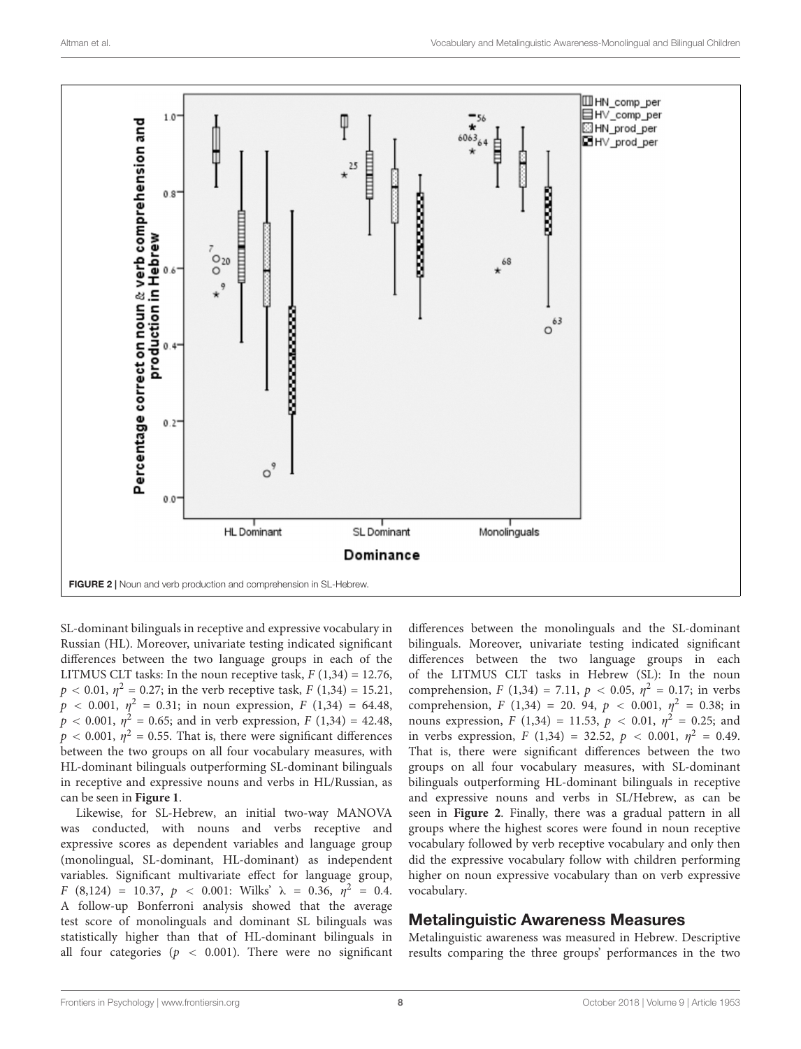FIGURE 2 | Noun and verb production and comprehension in SL-Hebrew.

SL-dominant bilinguals in receptive and expressive vocabulary in Russian (HL). Moreover, univariate testing indicated significant differences between the two language groups in each of the LITMUS CLT tasks: In the noun receptive task, $F\,(1,34) = 12.76$, $p < 0.01$, $\eta^2 = 0.27$; in the verb receptive task, $F\,(1,34) = 15.21$, $p < 0.001$, $\eta^2 = 0.31$; in noun expression, $F\,(1,34) = 64.48$, $p < 0.001$, $\eta^2 = 0.65$; and in verb expression, $F\,(1,34) = 42.48$, $p < 0.001$, $\eta^2 = 0.55$. That is, there were significant differences between the two groups on all four vocabulary measures, with HL-dominant bilinguals outperforming SL-dominant bilinguals in receptive and expressive nouns and verbs in HL/Russian, as can be seen in **Figure 1**.

Likewise, for SL-Hebrew, an initial two-way MANOVA was conducted, with nouns and verbs receptive and expressive scores as dependent variables and language group (monolingual, SL-dominant, HL-dominant) as independent variables. Significant multivariate effect for language group, $F\,(8,124) = 10.37$, $p < 0.001$: Wilks' $\lambda = 0.36$, $\eta^2 = 0.4$. A follow-up Bonferroni analysis showed that the average test score of monolinguals and dominant SL bilinguals was statistically higher than that of HL-dominant bilinguals in all four categories ($p < 0.001$). There were no significant differences between the monolinguals and the SL-dominant bilinguals. Moreover, univariate testing indicated significant differences between the two language groups in each of the LITMUS CLT tasks in Hebrew (SL): In the noun comprehension, $F\,(1,34) = 7.11$, $p < 0.05$, $\eta^2 = 0.17$; in verbs comprehension, $F\,(1,34) = 20.94$, $p < 0.001$, $\eta^2 = 0.38$; in nouns expression, $F\,(1,34) = 11.53$, $p < 0.01$, $\eta^2 = 0.25$; and in verbs expression, $F\,(1,34) = 32.52$, $p < 0.001$, $\eta^2 = 0.49$. That is, there were significant differences between the two groups on all four vocabulary measures, with SL-dominant bilinguals outperforming HL-dominant bilinguals in receptive and expressive nouns and verbs in SL/Hebrew, as can be seen in **Figure 2**. Finally, there was a gradual pattern in all groups where the highest scores were found in noun receptive vocabulary followed by verb receptive vocabulary and only then did the expressive vocabulary follow with children performing higher on noun expressive vocabulary than on verb expressive vocabulary.

## Metalinguistic Awareness Measures

Metalinguistic awareness was measured in Hebrew. Descriptive results comparing the three groups' performances in the two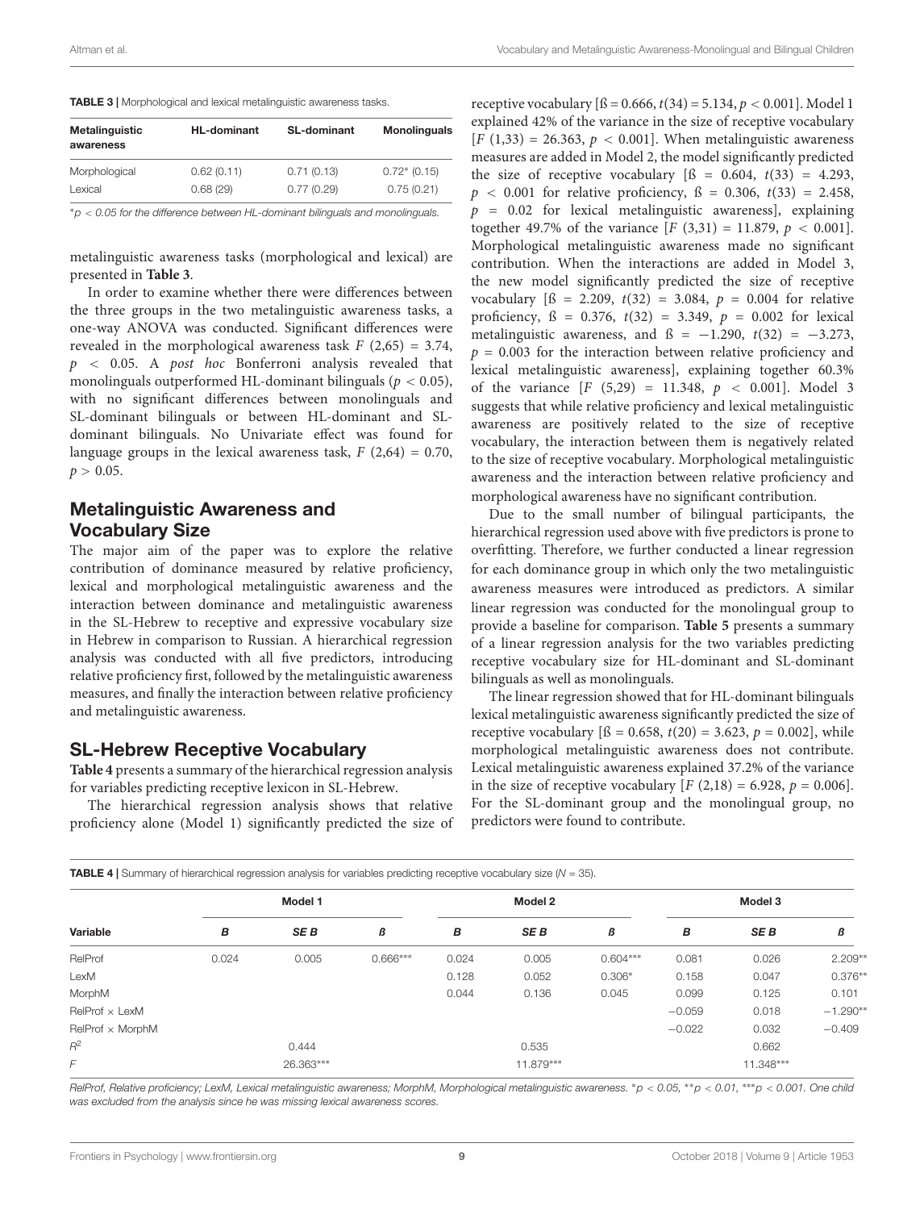**TABLE 3 |** Morphological and lexical metalinguistic awareness tasks.

| Metalinguistic awareness | HL-dominant | SL-dominant | Monolinguals |
|---|---|---|---|
| Morphological | 0.62 (0.11) | 0.71 (0.13) | 0.72* (0.15) |
| Lexical | 0.68 (29) | 0.77 (0.29) | 0.75 (0.21) |

*$p < 0.05$ for the difference between HL-dominant bilinguals and monolinguals.

metalinguistic awareness tasks (morphological and lexical) are presented in **Table 3**.

In order to examine whether there were differences between the three groups in the two metalinguistic awareness tasks, a one-way ANOVA was conducted. Significant differences were revealed in the morphological awareness task $F$ (2,65) = 3.74, $p < 0.05$. A *post hoc* Bonferroni analysis revealed that monolinguals outperformed HL-dominant bilinguals ($p < 0.05$), with no significant differences between monolinguals and SL-dominant bilinguals or between HL-dominant and SL-dominant bilinguals. No Univariate effect was found for language groups in the lexical awareness task, $F$ (2,64) = 0.70, $p > 0.05$.

## Metalinguistic Awareness and Vocabulary Size

The major aim of the paper was to explore the relative contribution of dominance measured by relative proficiency, lexical and morphological metalinguistic awareness and the interaction between dominance and metalinguistic awareness in the SL-Hebrew to receptive and expressive vocabulary size in Hebrew in comparison to Russian. A hierarchical regression analysis was conducted with all five predictors, introducing relative proficiency first, followed by the metalinguistic awareness measures, and finally the interaction between relative proficiency and metalinguistic awareness.

## SL-Hebrew Receptive Vocabulary

**Table 4** presents a summary of the hierarchical regression analysis for variables predicting receptive lexicon in SL-Hebrew.

The hierarchical regression analysis shows that relative proficiency alone (Model 1) significantly predicted the size of receptive vocabulary [ß = 0.666, $t(34) = 5.134$, $p < 0.001$]. Model 1 explained 42% of the variance in the size of receptive vocabulary [$F$ (1,33) = 26.363, $p < 0.001$]. When metalinguistic awareness measures are added in Model 2, the model significantly predicted the size of receptive vocabulary [ß = 0.604, $t(33) = 4.293$, $p < 0.001$ for relative proficiency, ß = 0.306, $t(33) = 2.458$, $p = 0.02$ for lexical metalinguistic awareness], explaining together 49.7% of the variance [$F$ (3,31) = 11.879, $p < 0.001$]. Morphological metalinguistic awareness made no significant contribution. When the interactions are added in Model 3, the new model significantly predicted the size of receptive vocabulary [ß = 2.209, $t(32) = 3.084$, $p = 0.004$ for relative proficiency, ß = 0.376, $t(32) = 3.349$, $p = 0.002$ for lexical metalinguistic awareness, and ß = −1.290, $t(32) = -3.273$, $p = 0.003$ for the interaction between relative proficiency and lexical metalinguistic awareness], explaining together 60.3% of the variance [$F$ (5,29) = 11.348, $p < 0.001$]. Model 3 suggests that while relative proficiency and lexical metalinguistic awareness are positively related to the size of receptive vocabulary, the interaction between them is negatively related to the size of receptive vocabulary. Morphological metalinguistic awareness and the interaction between relative proficiency and morphological awareness have no significant contribution.

Due to the small number of bilingual participants, the hierarchical regression used above with five predictors is prone to overfitting. Therefore, we further conducted a linear regression for each dominance group in which only the two metalinguistic awareness measures were introduced as predictors. A similar linear regression was conducted for the monolingual group to provide a baseline for comparison. **Table 5** presents a summary of a linear regression analysis for the two variables predicting receptive vocabulary size for HL-dominant and SL-dominant bilinguals as well as monolinguals.

The linear regression showed that for HL-dominant bilinguals lexical metalinguistic awareness significantly predicted the size of receptive vocabulary [ß = 0.658, $t(20) = 3.623$, $p = 0.002$], while morphological metalinguistic awareness does not contribute. Lexical metalinguistic awareness explained 37.2% of the variance in the size of receptive vocabulary [$F$ (2,18) = 6.928, $p = 0.006$]. For the SL-dominant group and the monolingual group, no predictors were found to contribute.

**TABLE 4 |** Summary of hierarchical regression analysis for variables predicting receptive vocabulary size ($N = 35$).

| | Model 1 | | | Model 2 | | | Model 3 | | |
|---|---|---|---|---|---|---|---|---|---|
| **Variable** | ***B*** | ***SE B*** | ***ß*** | ***B*** | ***SE B*** | ***ß*** | ***B*** | ***SE B*** | ***ß*** |
| RelProf | 0.024 | 0.005 | 0.666*** | 0.024 | 0.005 | 0.604*** | 0.081 | 0.026 | 2.209** |
| LexM | | | | 0.128 | 0.052 | 0.306* | 0.158 | 0.047 | 0.376** |
| MorphM | | | | 0.044 | 0.136 | 0.045 | 0.099 | 0.125 | 0.101 |
| RelProf × LexM | | | | | | | −0.059 | 0.018 | −1.290** |
| RelProf × MorphM | | | | | | | −0.022 | 0.032 | −0.409 |
| $R^2$ | | 0.444 | | | 0.535 | | | 0.662 | |
| $F$ | | 26.363*** | | | 11.879*** | | | 11.348*** | |

*RelProf, Relative proficiency; LexM, Lexical metalinguistic awareness; MorphM, Morphological metalinguistic awareness. *$p < 0.05$, **$p < 0.01$, ***$p < 0.001$. One child was excluded from the analysis since he was missing lexical awareness scores.*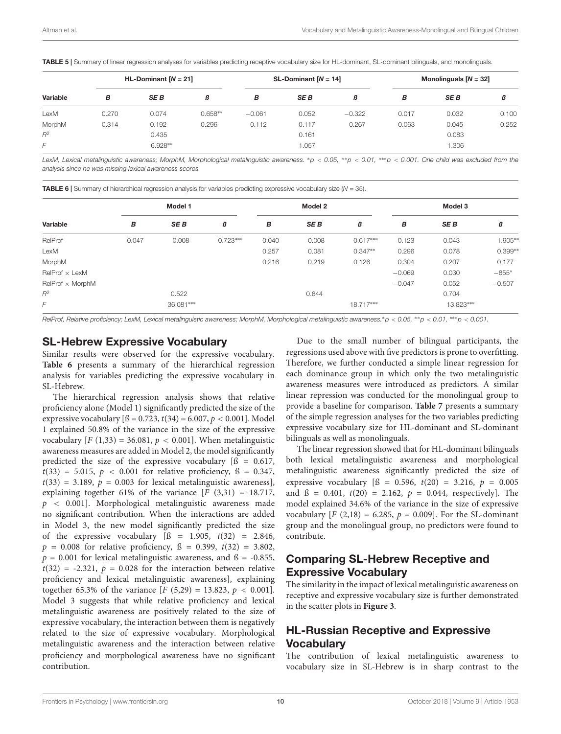**TABLE 5 |** Summary of linear regression analyses for variables predicting receptive vocabulary size for HL-dominant, SL-dominant bilinguals, and monolinguals.

| Variable | HL-Dominant [N = 21] | | | SL-Dominant [N = 14] | | | Monolinguals [N = 32] | | |
|---|---|---|---|---|---|---|---|---|---|
| | *B* | *SE B* | *ß* | *B* | *SE B* | *ß* | *B* | *SE B* | *ß* |
| LexM | 0.270 | 0.074 | 0.658** | −0.061 | 0.052 | −0.322 | 0.017 | 0.032 | 0.100 |
| MorphM | 0.314 | 0.192 | 0.296 | 0.112 | 0.117 | 0.267 | 0.063 | 0.045 | 0.252 |
| $R^2$ | | 0.435 | | | 0.161 | | | 0.083 | |
| *F* | | 6.928** | | | 1.057 | | | 1.306 | |

*LexM, Lexical metalinguistic awareness; MorphM, Morphological metalinguistic awareness. *p < 0.05, **p < 0.01, ***p < 0.001. One child was excluded from the analysis since he was missing lexical awareness scores.*

**TABLE 6 |** Summary of hierarchical regression analysis for variables predicting expressive vocabulary size (N = 35).

| Variable | Model 1 | | | Model 2 | | | Model 3 | | |
|---|---|---|---|---|---|---|---|---|---|
| | *B* | *SE B* | *ß* | *B* | *SE B* | *ß* | *B* | *SE B* | *ß* |
| RelProf | 0.047 | 0.008 | 0.723*** | 0.040 | 0.008 | 0.617*** | 0.123 | 0.043 | 1.905** |
| LexM | | | | 0.257 | 0.081 | 0.347** | 0.296 | 0.078 | 0.399** |
| MorphM | | | | 0.216 | 0.219 | 0.126 | 0.304 | 0.207 | 0.177 |
| RelProf × LexM | | | | | | | −0.069 | 0.030 | −855* |
| RelProf × MorphM | | | | | | | −0.047 | 0.052 | −0.507 |
| $R^2$ | | 0.522 | | | 0.644 | | | 0.704 | |
| *F* | | 36.081*** | | | | 18.717*** | | 13.823*** | |

*RelProf, Relative proficiency; LexM, Lexical metalinguistic awareness; MorphM, Morphological metalinguistic awareness.*p < 0.05, **p < 0.01, ***p < 0.001.*

## SL-Hebrew Expressive Vocabulary

Similar results were observed for the expressive vocabulary. **Table 6** presents a summary of the hierarchical regression analysis for variables predicting the expressive vocabulary in SL-Hebrew.

The hierarchical regression analysis shows that relative proficiency alone (Model 1) significantly predicted the size of the expressive vocabulary [ß = 0.723, $t(34) = 6.007$, $p < 0.001$]. Model 1 explained 50.8% of the variance in the size of the expressive vocabulary [$F(1,33) = 36.081$, $p < 0.001$]. When metalinguistic awareness measures are added in Model 2, the model significantly predicted the size of the expressive vocabulary [ß = 0.617, $t(33) = 5.015$, $p < 0.001$ for relative proficiency, ß = 0.347, $t(33) = 3.189$, $p = 0.003$ for lexical metalinguistic awareness], explaining together 61% of the variance [$F(3,31) = 18.717$, $p < 0.001$]. Morphological metalinguistic awareness made no significant contribution. When the interactions are added in Model 3, the new model significantly predicted the size of the expressive vocabulary [ß = 1.905, $t(32) = 2.846$, $p = 0.008$ for relative proficiency, ß = 0.399, $t(32) = 3.802$, $p = 0.001$ for lexical metalinguistic awareness, and ß = -0.855, $t(32) = -2.321$, $p = 0.028$ for the interaction between relative proficiency and lexical metalinguistic awareness], explaining together 65.3% of the variance [$F(5,29) = 13.823$, $p < 0.001$]. Model 3 suggests that while relative proficiency and lexical metalinguistic awareness are positively related to the size of expressive vocabulary, the interaction between them is negatively related to the size of expressive vocabulary. Morphological metalinguistic awareness and the interaction between relative proficiency and morphological awareness have no significant contribution.

Due to the small number of bilingual participants, the regressions used above with five predictors is prone to overfitting. Therefore, we further conducted a simple linear regression for each dominance group in which only the two metalinguistic awareness measures were introduced as predictors. A similar linear repression was conducted for the monolingual group to provide a baseline for comparison. **Table 7** presents a summary of the simple regression analyses for the two variables predicting expressive vocabulary size for HL-dominant and SL-dominant bilinguals as well as monolinguals.

The linear regression showed that for HL-dominant bilinguals both lexical metalinguistic awareness and morphological metalinguistic awareness significantly predicted the size of expressive vocabulary [ß = 0.596, $t(20) = 3.216$, $p = 0.005$ and ß = 0.401, $t(20) = 2.162$, $p = 0.044$, respectively]. The model explained 34.6% of the variance in the size of expressive vocabulary [$F(2,18) = 6.285$, $p = 0.009$]. For the SL-dominant group and the monolingual group, no predictors were found to contribute.

## Comparing SL-Hebrew Receptive and Expressive Vocabulary

The similarity in the impact of lexical metalinguistic awareness on receptive and expressive vocabulary size is further demonstrated in the scatter plots in **Figure 3**.

## HL-Russian Receptive and Expressive Vocabulary

The contribution of lexical metalinguistic awareness to vocabulary size in SL-Hebrew is in sharp contrast to the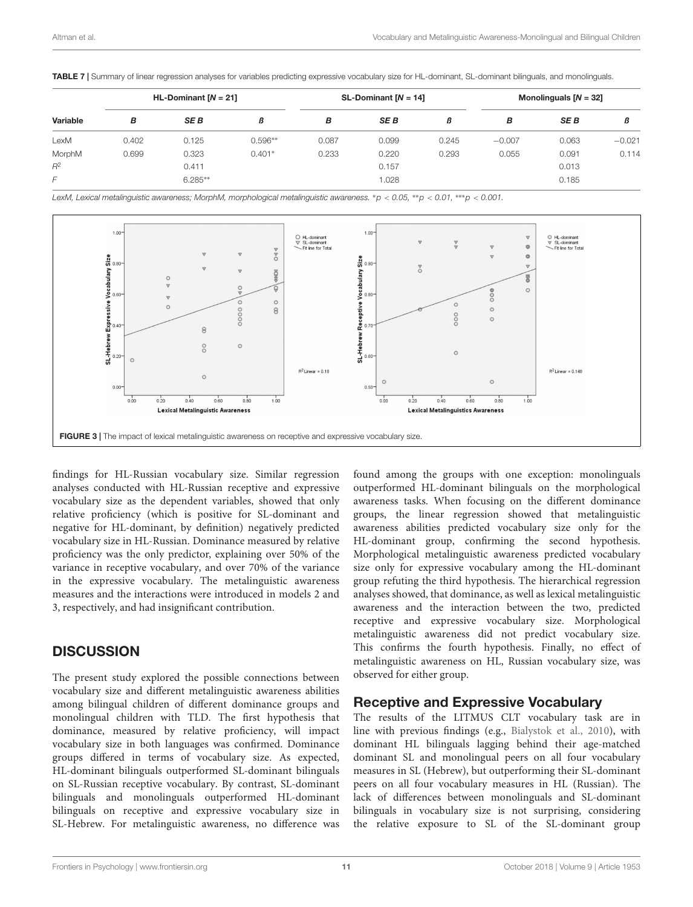**TABLE 7 |** Summary of linear regression analyses for variables predicting expressive vocabulary size for HL-dominant, SL-dominant bilinguals, and monolinguals.

| Variable | HL-Dominant [*N* = 21] | | | SL-Dominant [*N* = 14] | | | Monolinguals [*N* = 32] | | |
|---|---|---|---|---|---|---|---|---|---|
| | *B* | *SE B* | *ß* | *B* | *SE B* | *ß* | *B* | *SE B* | *ß* |
| LexM | 0.402 | 0.125 | 0.596** | 0.087 | 0.099 | 0.245 | −0.007 | 0.063 | −0.021 |
| MorphM | 0.699 | 0.323 | 0.401* | 0.233 | 0.220 | 0.293 | 0.055 | 0.091 | 0.114 |
| $R^2$ | | 0.411 | | | 0.157 | | | 0.013 | |
| *F* | | 6.285** | | | 1.028 | | | 0.185 | |

*LexM, Lexical metalinguistic awareness; MorphM, morphological metalinguistic awareness. *p < 0.05, **p < 0.01, ***p < 0.001.*

**FIGURE 3 |** The impact of lexical metalinguistic awareness on receptive and expressive vocabulary size.

findings for HL-Russian vocabulary size. Similar regression analyses conducted with HL-Russian receptive and expressive vocabulary size as the dependent variables, showed that only relative proficiency (which is positive for SL-dominant and negative for HL-dominant, by definition) negatively predicted vocabulary size in HL-Russian. Dominance measured by relative proficiency was the only predictor, explaining over 50% of the variance in receptive vocabulary, and over 70% of the variance in the expressive vocabulary. The metalinguistic awareness measures and the interactions were introduced in models 2 and 3, respectively, and had insignificant contribution.

## DISCUSSION

The present study explored the possible connections between vocabulary size and different metalinguistic awareness abilities among bilingual children of different dominance groups and monolingual children with TLD. The first hypothesis that dominance, measured by relative proficiency, will impact vocabulary size in both languages was confirmed. Dominance groups differed in terms of vocabulary size. As expected, HL-dominant bilinguals outperformed SL-dominant bilinguals on SL-Russian receptive vocabulary. By contrast, SL-dominant bilinguals and monolinguals outperformed HL-dominant bilinguals on receptive and expressive vocabulary size in SL-Hebrew. For metalinguistic awareness, no difference was found among the groups with one exception: monolinguals outperformed HL-dominant bilinguals on the morphological awareness tasks. When focusing on the different dominance groups, the linear regression showed that metalinguistic awareness abilities predicted vocabulary size only for the HL-dominant group, confirming the second hypothesis. Morphological metalinguistic awareness predicted vocabulary size only for expressive vocabulary among the HL-dominant group refuting the third hypothesis. The hierarchical regression analyses showed, that dominance, as well as lexical metalinguistic awareness and the interaction between the two, predicted receptive and expressive vocabulary size. Morphological metalinguistic awareness did not predict vocabulary size. This confirms the fourth hypothesis. Finally, no effect of metalinguistic awareness on HL, Russian vocabulary size, was observed for either group.

### Receptive and Expressive Vocabulary

The results of the LITMUS CLT vocabulary task are in line with previous findings (e.g., Bialystok et al., 2010), with dominant HL bilinguals lagging behind their age-matched dominant SL and monolingual peers on all four vocabulary measures in SL (Hebrew), but outperforming their SL-dominant peers on all four vocabulary measures in HL (Russian). The lack of differences between monolinguals and SL-dominant bilinguals in vocabulary size is not surprising, considering the relative exposure to SL of the SL-dominant group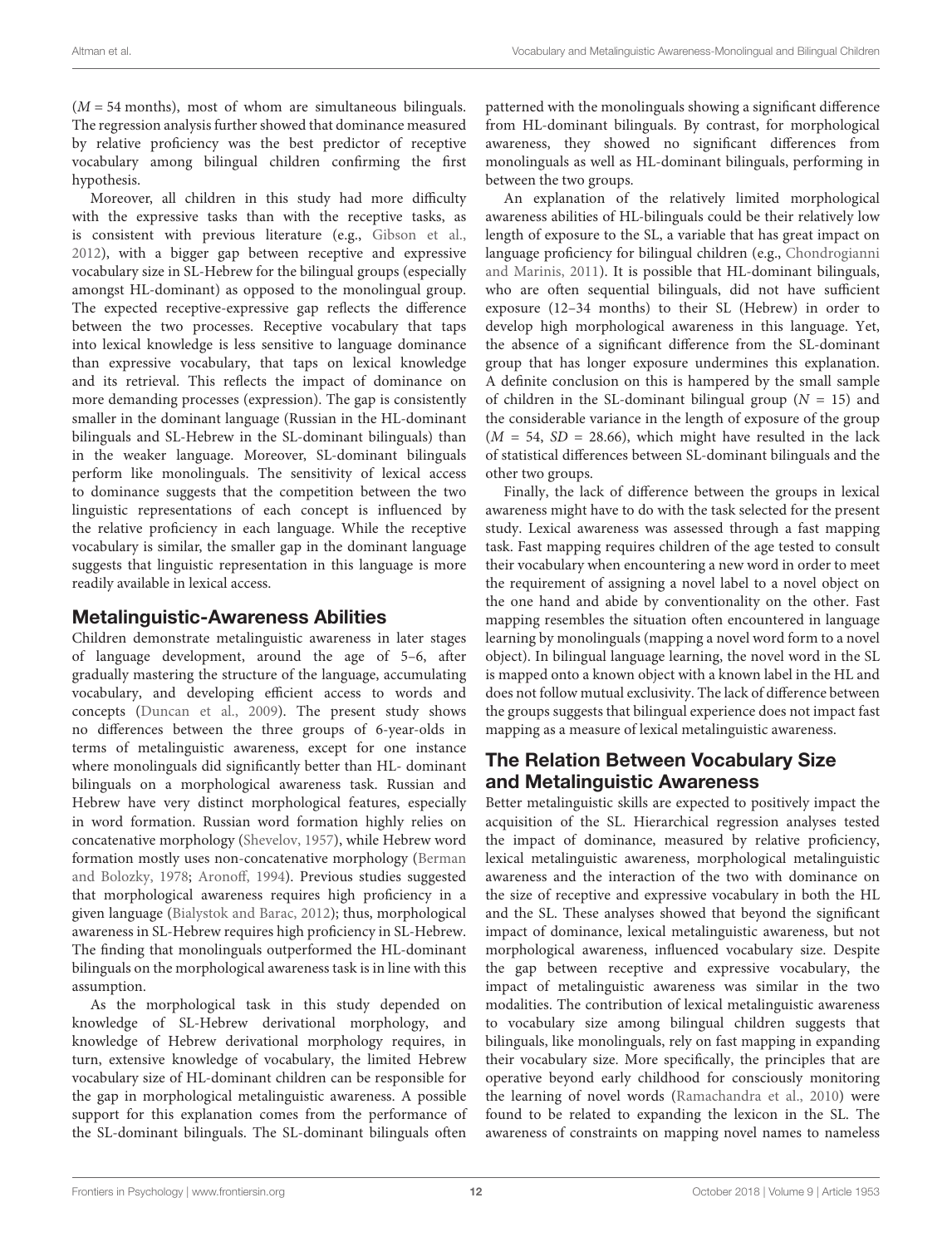($M$ = 54 months), most of whom are simultaneous bilinguals. The regression analysis further showed that dominance measured by relative proficiency was the best predictor of receptive vocabulary among bilingual children confirming the first hypothesis.

Moreover, all children in this study had more difficulty with the expressive tasks than with the receptive tasks, as is consistent with previous literature (e.g., Gibson et al., 2012), with a bigger gap between receptive and expressive vocabulary size in SL-Hebrew for the bilingual groups (especially amongst HL-dominant) as opposed to the monolingual group. The expected receptive-expressive gap reflects the difference between the two processes. Receptive vocabulary that taps into lexical knowledge is less sensitive to language dominance than expressive vocabulary, that taps on lexical knowledge and its retrieval. This reflects the impact of dominance on more demanding processes (expression). The gap is consistently smaller in the dominant language (Russian in the HL-dominant bilinguals and SL-Hebrew in the SL-dominant bilinguals) than in the weaker language. Moreover, SL-dominant bilinguals perform like monolinguals. The sensitivity of lexical access to dominance suggests that the competition between the two linguistic representations of each concept is influenced by the relative proficiency in each language. While the receptive vocabulary is similar, the smaller gap in the dominant language suggests that linguistic representation in this language is more readily available in lexical access.

## Metalinguistic-Awareness Abilities

Children demonstrate metalinguistic awareness in later stages of language development, around the age of 5–6, after gradually mastering the structure of the language, accumulating vocabulary, and developing efficient access to words and concepts (Duncan et al., 2009). The present study shows no differences between the three groups of 6-year-olds in terms of metalinguistic awareness, except for one instance where monolinguals did significantly better than HL- dominant bilinguals on a morphological awareness task. Russian and Hebrew have very distinct morphological features, especially in word formation. Russian word formation highly relies on concatenative morphology (Shevelov, 1957), while Hebrew word formation mostly uses non-concatenative morphology (Berman and Bolozky, 1978; Aronoff, 1994). Previous studies suggested that morphological awareness requires high proficiency in a given language (Bialystok and Barac, 2012); thus, morphological awareness in SL-Hebrew requires high proficiency in SL-Hebrew. The finding that monolinguals outperformed the HL-dominant bilinguals on the morphological awareness task is in line with this assumption.

As the morphological task in this study depended on knowledge of SL-Hebrew derivational morphology, and knowledge of Hebrew derivational morphology requires, in turn, extensive knowledge of vocabulary, the limited Hebrew vocabulary size of HL-dominant children can be responsible for the gap in morphological metalinguistic awareness. A possible support for this explanation comes from the performance of the SL-dominant bilinguals. The SL-dominant bilinguals often patterned with the monolinguals showing a significant difference from HL-dominant bilinguals. By contrast, for morphological awareness, they showed no significant differences from monolinguals as well as HL-dominant bilinguals, performing in between the two groups.

An explanation of the relatively limited morphological awareness abilities of HL-bilinguals could be their relatively low length of exposure to the SL, a variable that has great impact on language proficiency for bilingual children (e.g., Chondrogianni and Marinis, 2011). It is possible that HL-dominant bilinguals, who are often sequential bilinguals, did not have sufficient exposure (12–34 months) to their SL (Hebrew) in order to develop high morphological awareness in this language. Yet, the absence of a significant difference from the SL-dominant group that has longer exposure undermines this explanation. A definite conclusion on this is hampered by the small sample of children in the SL-dominant bilingual group ($N$ = 15) and the considerable variance in the length of exposure of the group ($M$ = 54, $SD$ = 28.66), which might have resulted in the lack of statistical differences between SL-dominant bilinguals and the other two groups.

Finally, the lack of difference between the groups in lexical awareness might have to do with the task selected for the present study. Lexical awareness was assessed through a fast mapping task. Fast mapping requires children of the age tested to consult their vocabulary when encountering a new word in order to meet the requirement of assigning a novel label to a novel object on the one hand and abide by conventionality on the other. Fast mapping resembles the situation often encountered in language learning by monolinguals (mapping a novel word form to a novel object). In bilingual language learning, the novel word in the SL is mapped onto a known object with a known label in the HL and does not follow mutual exclusivity. The lack of difference between the groups suggests that bilingual experience does not impact fast mapping as a measure of lexical metalinguistic awareness.

## The Relation Between Vocabulary Size and Metalinguistic Awareness

Better metalinguistic skills are expected to positively impact the acquisition of the SL. Hierarchical regression analyses tested the impact of dominance, measured by relative proficiency, lexical metalinguistic awareness, morphological metalinguistic awareness and the interaction of the two with dominance on the size of receptive and expressive vocabulary in both the HL and the SL. These analyses showed that beyond the significant impact of dominance, lexical metalinguistic awareness, but not morphological awareness, influenced vocabulary size. Despite the gap between receptive and expressive vocabulary, the impact of metalinguistic awareness was similar in the two modalities. The contribution of lexical metalinguistic awareness to vocabulary size among bilingual children suggests that bilinguals, like monolinguals, rely on fast mapping in expanding their vocabulary size. More specifically, the principles that are operative beyond early childhood for consciously monitoring the learning of novel words (Ramachandra et al., 2010) were found to be related to expanding the lexicon in the SL. The awareness of constraints on mapping novel names to nameless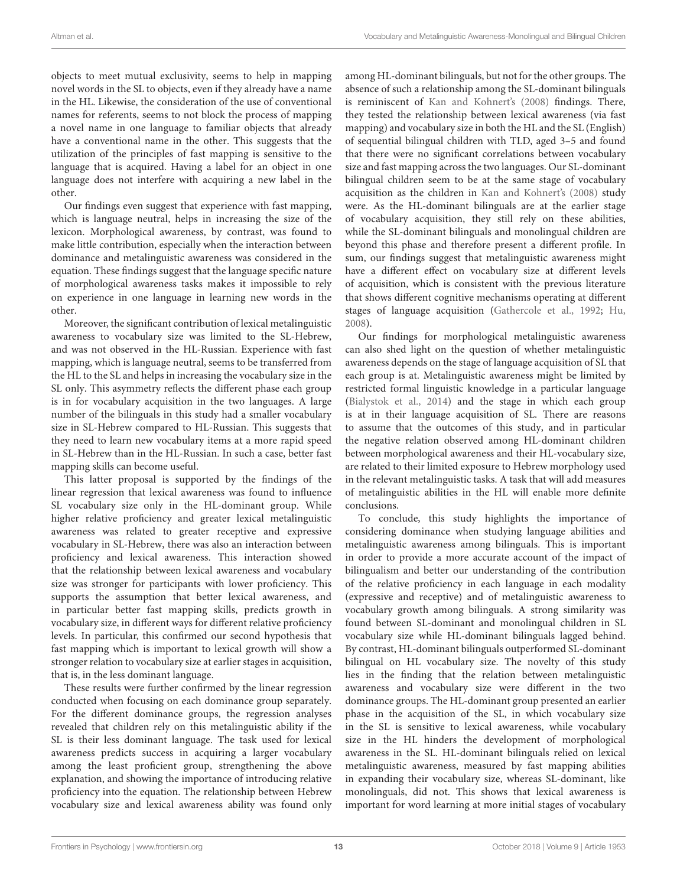objects to meet mutual exclusivity, seems to help in mapping novel words in the SL to objects, even if they already have a name in the HL. Likewise, the consideration of the use of conventional names for referents, seems to not block the process of mapping a novel name in one language to familiar objects that already have a conventional name in the other. This suggests that the utilization of the principles of fast mapping is sensitive to the language that is acquired. Having a label for an object in one language does not interfere with acquiring a new label in the other.

Our findings even suggest that experience with fast mapping, which is language neutral, helps in increasing the size of the lexicon. Morphological awareness, by contrast, was found to make little contribution, especially when the interaction between dominance and metalinguistic awareness was considered in the equation. These findings suggest that the language specific nature of morphological awareness tasks makes it impossible to rely on experience in one language in learning new words in the other.

Moreover, the significant contribution of lexical metalinguistic awareness to vocabulary size was limited to the SL-Hebrew, and was not observed in the HL-Russian. Experience with fast mapping, which is language neutral, seems to be transferred from the HL to the SL and helps in increasing the vocabulary size in the SL only. This asymmetry reflects the different phase each group is in for vocabulary acquisition in the two languages. A large number of the bilinguals in this study had a smaller vocabulary size in SL-Hebrew compared to HL-Russian. This suggests that they need to learn new vocabulary items at a more rapid speed in SL-Hebrew than in the HL-Russian. In such a case, better fast mapping skills can become useful.

This latter proposal is supported by the findings of the linear regression that lexical awareness was found to influence SL vocabulary size only in the HL-dominant group. While higher relative proficiency and greater lexical metalinguistic awareness was related to greater receptive and expressive vocabulary in SL-Hebrew, there was also an interaction between proficiency and lexical awareness. This interaction showed that the relationship between lexical awareness and vocabulary size was stronger for participants with lower proficiency. This supports the assumption that better lexical awareness, and in particular better fast mapping skills, predicts growth in vocabulary size, in different ways for different relative proficiency levels. In particular, this confirmed our second hypothesis that fast mapping which is important to lexical growth will show a stronger relation to vocabulary size at earlier stages in acquisition, that is, in the less dominant language.

These results were further confirmed by the linear regression conducted when focusing on each dominance group separately. For the different dominance groups, the regression analyses revealed that children rely on this metalinguistic ability if the SL is their less dominant language. The task used for lexical awareness predicts success in acquiring a larger vocabulary among the least proficient group, strengthening the above explanation, and showing the importance of introducing relative proficiency into the equation. The relationship between Hebrew vocabulary size and lexical awareness ability was found only among HL-dominant bilinguals, but not for the other groups. The absence of such a relationship among the SL-dominant bilinguals is reminiscent of Kan and Kohnert's (2008) findings. There, they tested the relationship between lexical awareness (via fast mapping) and vocabulary size in both the HL and the SL (English) of sequential bilingual children with TLD, aged 3–5 and found that there were no significant correlations between vocabulary size and fast mapping across the two languages. Our SL-dominant bilingual children seem to be at the same stage of vocabulary acquisition as the children in Kan and Kohnert's (2008) study were. As the HL-dominant bilinguals are at the earlier stage of vocabulary acquisition, they still rely on these abilities, while the SL-dominant bilinguals and monolingual children are beyond this phase and therefore present a different profile. In sum, our findings suggest that metalinguistic awareness might have a different effect on vocabulary size at different levels of acquisition, which is consistent with the previous literature that shows different cognitive mechanisms operating at different stages of language acquisition (Gathercole et al., 1992; Hu, 2008).

Our findings for morphological metalinguistic awareness can also shed light on the question of whether metalinguistic awareness depends on the stage of language acquisition of SL that each group is at. Metalinguistic awareness might be limited by restricted formal linguistic knowledge in a particular language (Bialystok et al., 2014) and the stage in which each group is at in their language acquisition of SL. There are reasons to assume that the outcomes of this study, and in particular the negative relation observed among HL-dominant children between morphological awareness and their HL-vocabulary size, are related to their limited exposure to Hebrew morphology used in the relevant metalinguistic tasks. A task that will add measures of metalinguistic abilities in the HL will enable more definite conclusions.

To conclude, this study highlights the importance of considering dominance when studying language abilities and metalinguistic awareness among bilinguals. This is important in order to provide a more accurate account of the impact of bilingualism and better our understanding of the contribution of the relative proficiency in each language in each modality (expressive and receptive) and of metalinguistic awareness to vocabulary growth among bilinguals. A strong similarity was found between SL-dominant and monolingual children in SL vocabulary size while HL-dominant bilinguals lagged behind. By contrast, HL-dominant bilinguals outperformed SL-dominant bilingual on HL vocabulary size. The novelty of this study lies in the finding that the relation between metalinguistic awareness and vocabulary size were different in the two dominance groups. The HL-dominant group presented an earlier phase in the acquisition of the SL, in which vocabulary size in the SL is sensitive to lexical awareness, while vocabulary size in the HL hinders the development of morphological awareness in the SL. HL-dominant bilinguals relied on lexical metalinguistic awareness, measured by fast mapping abilities in expanding their vocabulary size, whereas SL-dominant, like monolinguals, did not. This shows that lexical awareness is important for word learning at more initial stages of vocabulary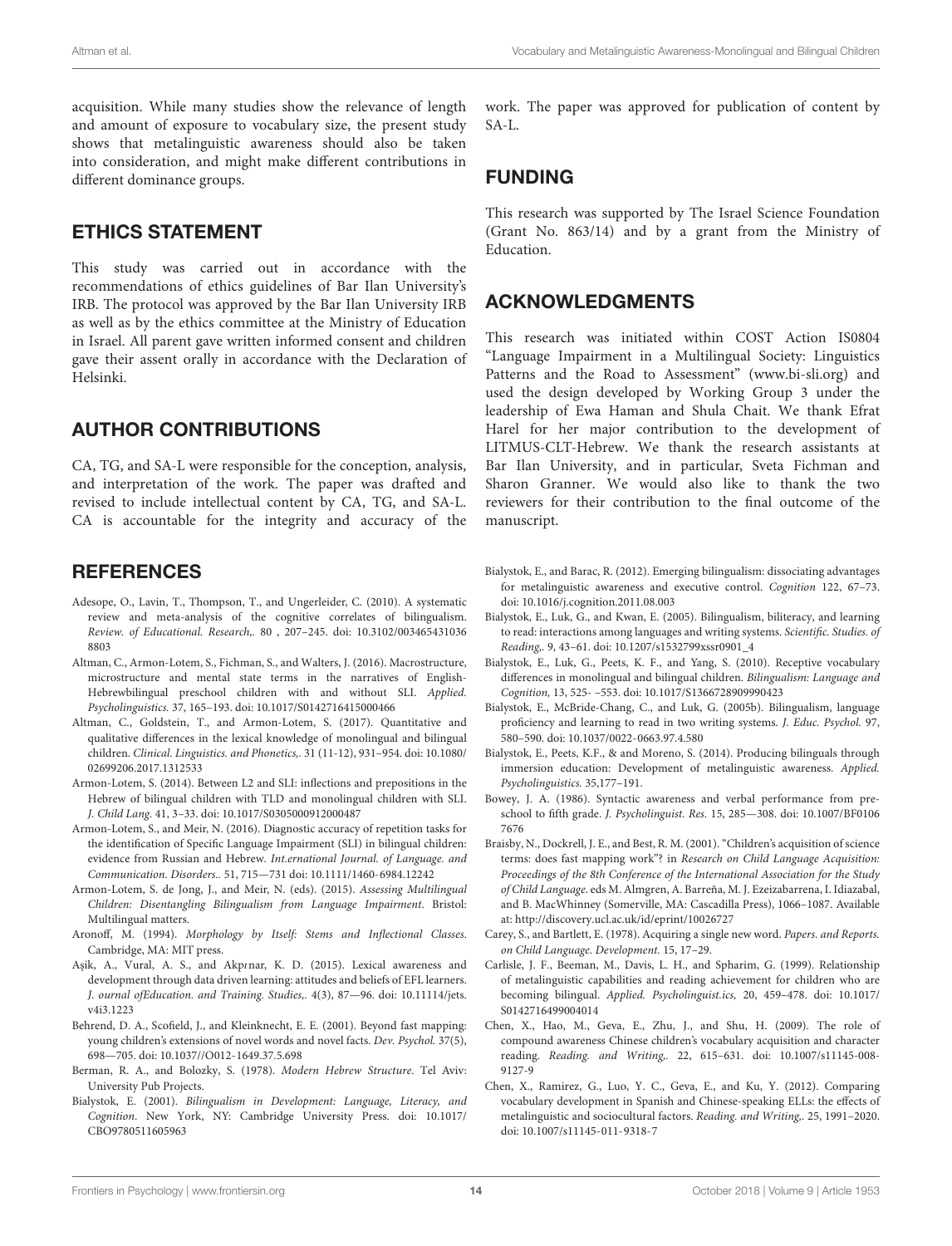acquisition. While many studies show the relevance of length and amount of exposure to vocabulary size, the present study shows that metalinguistic awareness should also be taken into consideration, and might make different contributions in different dominance groups.

## ETHICS STATEMENT

This study was carried out in accordance with the recommendations of ethics guidelines of Bar Ilan University's IRB. The protocol was approved by the Bar Ilan University IRB as well as by the ethics committee at the Ministry of Education in Israel. All parent gave written informed consent and children gave their assent orally in accordance with the Declaration of Helsinki.

## AUTHOR CONTRIBUTIONS

CA, TG, and SA-L were responsible for the conception, analysis, and interpretation of the work. The paper was drafted and revised to include intellectual content by CA, TG, and SA-L. CA is accountable for the integrity and accuracy of the work. The paper was approved for publication of content by SA-L.

## FUNDING

This research was supported by The Israel Science Foundation (Grant No. 863/14) and by a grant from the Ministry of Education.

## ACKNOWLEDGMENTS

This research was initiated within COST Action IS0804 "Language Impairment in a Multilingual Society: Linguistics Patterns and the Road to Assessment" (www.bi-sli.org) and used the design developed by Working Group 3 under the leadership of Ewa Haman and Shula Chait. We thank Efrat Harel for her major contribution to the development of LITMUS-CLT-Hebrew. We thank the research assistants at Bar Ilan University, and in particular, Sveta Fichman and Sharon Granner. We would also like to thank the two reviewers for their contribution to the final outcome of the manuscript.

## REFERENCES

Adesope, O., Lavin, T., Thompson, T., and Ungerleider, C. (2010). A systematic review and meta-analysis of the cognitive correlates of bilingualism. *Review. of Educational. Research,.* 80 , 207–245. doi: 10.3102/0034654310368803

Altman, C., Armon-Lotem, S., Fichman, S., and Walters, J. (2016). Macrostructure, microstructure and mental state terms in the narratives of English-Hebrewbilingual preschool children with and without SLI. *Applied. Psycholinguistics.* 37, 165–193. doi: 10.1017/S0142716415000466

Altman, C., Goldstein, T., and Armon-Lotem, S. (2017). Quantitative and qualitative differences in the lexical knowledge of monolingual and bilingual children. *Clinical. Linguistics. and Phonetics,.* 31 (11-12), 931–954. doi: 10.1080/02699206.2017.1312533

Armon-Lotem, S. (2014). Between L2 and SLI: inflections and prepositions in the Hebrew of bilingual children with TLD and monolingual children with SLI. *J. Child Lang.* 41, 3–33. doi: 10.1017/S0305000912000487

Armon-Lotem, S., and Meir, N. (2016). Diagnostic accuracy of repetition tasks for the identification of Specific Language Impairment (SLI) in bilingual children: evidence from Russian and Hebrew. *Int.ernational Journal. of Language. and Communication. Disorders..* 51, 715—731 doi: 10.1111/1460-6984.12242

Armon-Lotem, S. de Jong, J., and Meir, N. (eds). (2015). *Assessing Multilingual Children: Disentangling Bilingualism from Language Impairment*. Bristol: Multilingual matters.

Aronoff, M. (1994). *Morphology by Itself: Stems and Inflectional Classes*. Cambridge, MA: MIT press.

Aşik, A., Vural, A. S., and Akpınar, K. D. (2015). Lexical awareness and development through data driven learning: attitudes and beliefs of EFL learners. *J. ournal ofEducation. and Training. Studies,.* 4(3), 87—96. doi: 10.11114/jets.v4i3.1223

Behrend, D. A., Scofield, J., and Kleinknecht, E. E. (2001). Beyond fast mapping: young children's extensions of novel words and novel facts. *Dev. Psychol.* 37(5), 698—705. doi: 10.1037//O012-1649.37.5.698

Berman, R. A., and Bolozky, S. (1978). *Modern Hebrew Structure*. Tel Aviv: University Pub Projects.

Bialystok, E. (2001). *Bilingualism in Development: Language, Literacy, and Cognition*. New York, NY: Cambridge University Press. doi: 10.1017/CBO9780511605963

Bialystok, E., and Barac, R. (2012). Emerging bilingualism: dissociating advantages for metalinguistic awareness and executive control. *Cognition* 122, 67–73. doi: 10.1016/j.cognition.2011.08.003

Bialystok, E., Luk, G., and Kwan, E. (2005). Bilingualism, biliteracy, and learning to read: interactions among languages and writing systems. *Scientific. Studies. of Reading,.* 9, 43–61. doi: 10.1207/s1532799xssr0901_4

Bialystok, E., Luk, G., Peets, K. F., and Yang, S. (2010). Receptive vocabulary differences in monolingual and bilingual children. *Bilingualism: Language and Cognition,* 13, 525- –553. doi: 10.1017/S1366728909990423

Bialystok, E., McBride-Chang, C., and Luk, G. (2005b). Bilingualism, language proficiency and learning to read in two writing systems. *J. Educ. Psychol.* 97, 580–590. doi: 10.1037/0022-0663.97.4.580

Bialystok, E., Peets, K.F., & and Moreno, S. (2014). Producing bilinguals through immersion education: Development of metalinguistic awareness. *Applied. Psycholinguistics.* 35,177–191.

Bowey, J. A. (1986). Syntactic awareness and verbal performance from preschool to fifth grade. *J. Psycholinguist. Res.* 15, 285—308. doi: 10.1007/BF01067676

Braisby, N., Dockrell, J. E., and Best, R. M. (2001). "Children's acquisition of science terms: does fast mapping work"? in *Research on Child Language Acquisition: Proceedings of the 8th Conference of the International Association for the Study of Child Language*. eds M. Almgren, A. Barreña, M. J. Ezeizabarrena, I. Idiazabal, and B. MacWhinney (Somerville, MA: Cascadilla Press), 1066–1087. Available at: http://discovery.ucl.ac.uk/id/eprint/10026727

Carey, S., and Bartlett, E. (1978). Acquiring a single new word. *Papers. and Reports. on Child Language. Development.* 15, 17–29.

Carlisle, J. F., Beeman, M., Davis, L. H., and Spharim, G. (1999). Relationship of metalinguistic capabilities and reading achievement for children who are becoming bilingual. *Applied. Psycholinguist.ics,* 20, 459–478. doi: 10.1017/S0142716499004014

Chen, X., Hao, M., Geva, E., Zhu, J., and Shu, H. (2009). The role of compound awareness Chinese children's vocabulary acquisition and character reading. *Reading. and Writing,.* 22, 615–631. doi: 10.1007/s11145-008-9127-9

Chen, X., Ramirez, G., Luo, Y. C., Geva, E., and Ku, Y. (2012). Comparing vocabulary development in Spanish and Chinese-speaking ELLs: the effects of metalinguistic and sociocultural factors. *Reading. and Writing,.* 25, 1991–2020. doi: 10.1007/s11145-011-9318-7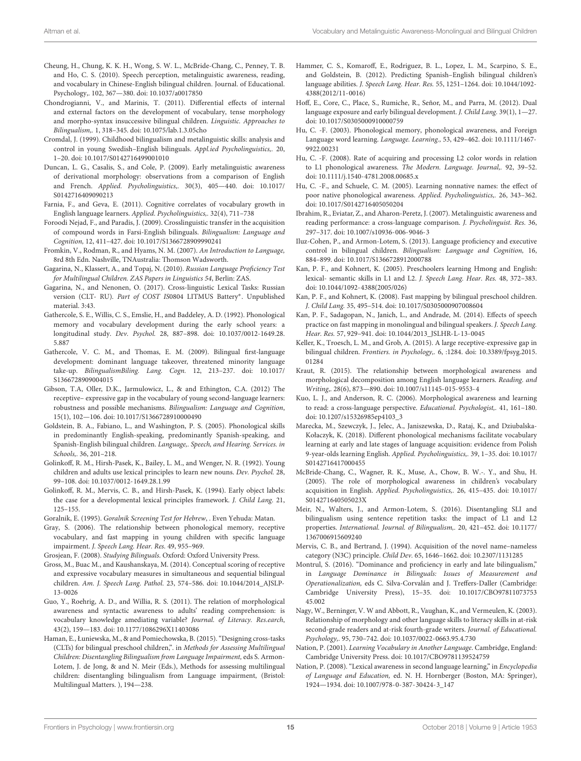Cheung, H., Chung, K. K. H., Wong, S. W. L., McBride-Chang, C., Penney, T. B. and Ho, C. S. (2010). Speech perception, metalinguistic awareness, reading, and vocabulary in Chinese-English bilingual children. Journal. of Educational. Psychology,. 102, 367—380. doi: 10.1037/a0017850

Chondrogianni, V., and Marinis, T. (2011). Differential effects of internal and external factors on the development of vocabulary, tense morphology and morpho-syntax insuccessive bilingual children. *Linguistic. Approaches to Bilingualism,*. 1, 318–345. doi: 10.1075/lab.1.3.05cho

Cromdal, J. (1999). Childhood bilingualism and metalinguistic skills: analysis and control in young Swedish–English bilinguals. *Appl.ied Psycholinguistics,*. 20, 1–20. doi: 10.1017/S0142716499001010

Duncan, L. G., Casalis, S., and Cole, P. (2009). Early metalinguistic awareness of derivational morphology: observations from a comparison of English and French. *Applied. Psycholinguistics,*. 30(3), 405—440. doi: 10.1017/S0142716409090213

Farnia, F., and Geva, E. (2011). Cognitive correlates of vocabulary growth in English language learners. *Applied. Psycholinguistics,*. 32(4), 711–738

Foroodi Nejad, F., and Paradis, J. (2009). Crosslinguistic transfer in the acquisition of compound words in Farsi-English bilinguals. *Bilingualism: Language and Cognition,* 12, 411–427. doi: 10.1017/S1366728909990241

Fromkin, V., Rodman, R., and Hyams, N. M. (2007). *An Introduction to Language,* 8rd 8th Edn. Nashville, TNAustralia: Thomson Wadsworth.

Gagarina, N., Klassert, A., and Topaj, N. (2010). *Russian Language Proficiency Test for Multilingual Children. ZAS Papers in Linguistics 54*, Berlin: ZAS.

Gagarina, N., and Nenonen, O. (2017). Cross-linguistic Lexical Tasks: Russian version (CLT- RU). *Part of COST IS*0804 LITMUS Battery*. Unpublished material. 3:43.

Gathercole, S. E., Willis, C. S., Emslie, H., and Baddeley, A. D. (1992). Phonological memory and vocabulary development during the early school years: a longitudinal study. *Dev. Psychol.* 28, 887–898. doi: 10.1037/0012-1649.28.5.887

Gathercole, V. C. M., and Thomas, E. M. (2009). Bilingual first-language development: dominant language takeover, threatened minority language take-up. *BilingualismBiling. Lang. Cogn.* 12, 213–237. doi: 10.1017/S1366728909004015

Gibson, T.A, Oller, D.K., Jarmulowicz, L., & and Ethington, C.A. (2012) The receptive– expressive gap in the vocabulary of young second-language learners: robustness and possible mechanisms. *Bilingualism: Language and Cognition*, 15(1), 102—106. doi: 10.1017/S1366728910000490

Goldstein, B. A., Fabiano, L., and Washington, P. S. (2005). Phonological skills in predominantly English-speaking, predominantly Spanish-speaking, and Spanish-English bilingual children. *Language,. Speech, and Hearing. Services. in Schools,*. 36, 201–218.

Golinkoff, R. M., Hirsh-Pasek, K., Bailey, L. M., and Wenger, N. R. (1992). Young children and adults use lexical principles to learn new nouns. *Dev. Psychol.* 28, 99–108. doi: 10.1037/0012-1649.28.1.99

Golinkoff, R. M., Mervis, C. B., and Hirsh-Pasek, K. (1994). Early object labels: the case for a developmental lexical principles framework. *J. Child Lang.* 21, 125–155.

Goralnik, E. (1995). *Goralnik Screening Test for Hebrew*, . Even Yehuda: Matan.

Gray, S. (2006). The relationship between phonological memory, receptive vocabulary, and fast mapping in young children with specific language impairment. *J. Speech Lang. Hear. Res.* 49, 955–969.

Grosjean, F. (2008). *Studying Bilinguals.* Oxford: Oxford University Press.

Gross, M., Buac M., and Kaushanskaya, M. (2014). Conceptual scoring of receptive and expressive vocabulary measures in simultaneous and sequential bilingual children. *Am. J. Speech Lang. Pathol.* 23, 574–586. doi: 10.1044/2014_AJSLP-13-0026

Guo, Y., Roehrig, A. D., and Willia, R. S. (2011). The relation of morphological awareness and syntactic awareness to adults' reading comprehension: is vocabulary knowledge amediating variable? *Journal. of Literacy. Res.earch*, 43(2), 159—183. doi: 10.1177/1086296X11403086

Haman, E., Łuniewska, M., & and Pomiechowska, B. (2015). "Designing cross-tasks (CLTs) for bilingual preschool children,". in *Methods for Assessing Multilingual Children: Disentangling Bilingualism from Language Impairment,* eds S. Armon-Lotem, J. de Jong, & and N. Meir (Eds.), Methods for assessing multilingual children: disentangling bilingualism from Language impairment, (Bristol: Multilingual Matters. ), 194—238.

Hammer, C. S., Komaroff, E., Rodriguez, B. L., Lopez, L. M., Scarpino, S. E., and Goldstein, B. (2012). Predicting Spanish–English bilingual children's language abilities. *J. Speech Lang. Hear. Res.* 55, 1251–1264. doi: 10.1044/1092-4388(2012/11-0016)

Hoff, E., Core, C., Place, S., Rumiche, R., Señor, M., and Parra, M. (2012). Dual language exposure and early bilingual development. *J. Child Lang.* 39(1), 1—27. doi: 10.1017/S0305000910000759

Hu, C. -F. (2003). Phonological memory, phonological awareness, and Foreign Language word learning. *Language. Learning.*, 53, 429–462. doi: 10.1111/1467-9922.00231

Hu, C. -F. (2008). Rate of acquiring and processing L2 color words in relation to L1 phonological awareness. *The Modern. Language. Journal,*. 92, 39–52. doi: 10.1111/j.1540-4781.2008.00685.x

Hu, C. -F., and Schuele, C. M. (2005). Learning nonnative names: the effect of poor native phonological awareness. *Applied. Psycholinguistics,*. 26, 343–362. doi: 10.1017/S0142716405050204

Ibrahim, R., Eviatar, Z., and Aharon-Peretz, J. (2007). Metalinguistic awareness and reading performance: a cross-language comparison. *J. Psycholinguist. Res.* 36, 297–317. doi: 10.1007/s10936-006-9046-3

Iluz-Cohen, P., and Armon-Lotem, S. (2013). Language proficiency and executive control in bilingual children. *Bilingualism: Language and Cognition,* 16, 884–899. doi: 10.1017/S1366728912000788

Kan, P. F., and Kohnert, K. (2005). Preschoolers learning Hmong and English: lexical- semantic skills in L1 and L2. *J. Speech Lang. Hear. Res.* 48, 372–383. doi: 10.1044/1092-4388(2005/026)

Kan, P. F., and Kohnert, K. (2008). Fast mapping by bilingual preschool children. *J. Child Lang.* 35, 495–514. doi: 10.1017/S0305000907008604

Kan, P. F., Sadagopan, N., Janich, L., and Andrade, M. (2014). Effects of speech practice on fast mapping in monolingual and bilingual speakers. *J. Speech Lang. Hear. Res.* 57, 929–941. doi: 10.1044/2013_JSLHR-L-13-0045

Keller, K., Troesch, L. M., and Grob, A. (2015). A large receptive-expressive gap in bilingual children. *Frontiers. in Psychology,*. 6, :1284. doi: 10.3389/fpsyg.2015.01284

Kraut, R. (2015). The relationship between morphological awareness and morphological decomposition among English language learners. *Reading. and Writing,*. 28(6), 873—890. doi: 10.1007/s11145-015-9553-4

Kuo, L. J., and Anderson, R. C. (2006). Morphological awareness and learning to read: a cross-language perspective. *Educational. Psychologist,*. 41, 161–180. doi: 10.1207/s15326985ep4103_3

Marecka, M., Szewczyk, J., Jelec, A., Janiszewska, D., Rataj, K., and Dziubalska-Kołaczyk, K. (2018). Different phonological mechanisms facilitate vocabulary learning at early and late stages of language acquisition: evidence from Polish 9-year-olds learning English. *Applied. Psycholinguistics,*. 39, 1–35. doi: 10.1017/S0142716417000455

McBride-Chang, C., Wagner, R. K., Muse, A., Chow, B. W.-. Y., and Shu, H. (2005). The role of morphological awareness in children's vocabulary acquisition in English. *Applied. Psycholinguistics,*. 26, 415–435. doi: 10.1017/S014271640505023X

Meir, N., Walters, J., and Armon-Lotem, S. (2016). Disentangling SLI and bilingualism using sentence repetition tasks: the impact of L1 and L2 properties. *International. Journal. of Bilingualism,*. 20, 421–452. doi: 10.1177/1367006915609240

Mervis, C. B., and Bertrand, J. (1994). Acquisition of the novel name–nameless category (N3C) principle. *Child Dev.* 65, 1646–1662. doi: 10.2307/1131285

Montrul, S. (2016). "Dominance and proficiency in early and late bilingualism," in *Language Dominance in Bilinguals: Issues of Measurement and Operationalization,* eds C. Silva-Corvalán and J. Treffers-Daller (Cambridge: Cambridge University Press), 15–35. doi: 10.1017/CBO9781107375345.002

Nagy, W., Berninger, V. W and Abbott, R., Vaughan, K., and Vermeulen, K. (2003). Relationship of morphology and other language skills to literacy skills in at-risk second-grade readers and at-risk fourth-grade writers. *Journal. of Educational. Psychology,*. 95, 730–742. doi: 10.1037/0022-0663.95.4.730

Nation, P. (2001). *Learning Vocabulary in Another Language.* Cambridge, England: Cambridge University Press. doi: 10.1017/CBO9781139524759

Nation, P. (2008). "Lexical awareness in second language learning," in *Encyclopedia of Language and Education,* ed. N. H. Hornberger (Boston, MA: Springer), 1924—1934. doi: 10.1007/978-0-387-30424-3_147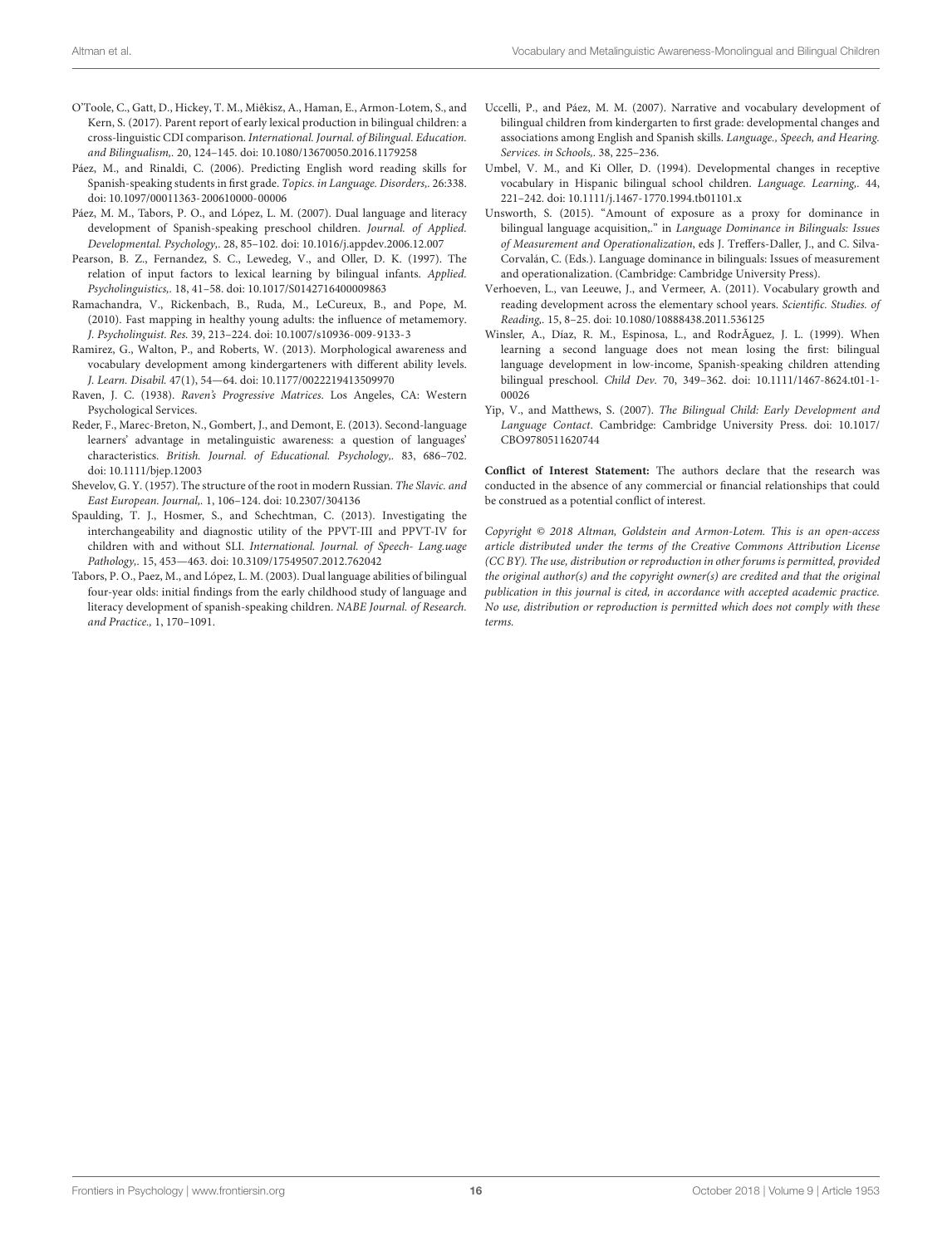O'Toole, C., Gatt, D., Hickey, T. M., Miêkisz, A., Haman, E., Armon-Lotem, S., and Kern, S. (2017). Parent report of early lexical production in bilingual children: a cross-linguistic CDI comparison. *International. Journal. of Bilingual. Education. and Bilingualism,.* 20, 124–145. doi: 10.1080/13670050.2016.1179258

Páez, M., and Rinaldi, C. (2006). Predicting English word reading skills for Spanish-speaking students in first grade. *Topics. in Language. Disorders,.* 26:338. doi: 10.1097/00011363-200610000-00006

Páez, M. M., Tabors, P. O., and López, L. M. (2007). Dual language and literacy development of Spanish-speaking preschool children. *Journal. of Applied. Developmental. Psychology,.* 28, 85–102. doi: 10.1016/j.appdev.2006.12.007

Pearson, B. Z., Fernandez, S. C., Lewedeg, V., and Oller, D. K. (1997). The relation of input factors to lexical learning by bilingual infants. *Applied. Psycholinguistics,.* 18, 41–58. doi: 10.1017/S0142716400009863

Ramachandra, V., Rickenbach, B., Ruda, M., LeCureux, B., and Pope, M. (2010). Fast mapping in healthy young adults: the influence of metamemory. *J. Psycholinguist. Res.* 39, 213–224. doi: 10.1007/s10936-009-9133-3

Ramirez, G., Walton, P., and Roberts, W. (2013). Morphological awareness and vocabulary development among kindergarteners with different ability levels. *J. Learn. Disabil.* 47(1), 54—64. doi: 10.1177/0022219413509970

Raven, J. C. (1938). *Raven's Progressive Matrices.* Los Angeles, CA: Western Psychological Services.

Reder, F., Marec-Breton, N., Gombert, J., and Demont, E. (2013). Second-language learners' advantage in metalinguistic awareness: a question of languages' characteristics. *British. Journal. of Educational. Psychology,.* 83, 686–702. doi: 10.1111/bjep.12003

Shevelov, G. Y. (1957). The structure of the root in modern Russian. *The Slavic. and East European. Journal,.* 1, 106–124. doi: 10.2307/304136

Spaulding, T. J., Hosmer, S., and Schechtman, C. (2013). Investigating the interchangeability and diagnostic utility of the PPVT-III and PPVT-IV for children with and without SLI. *International. Journal. of Speech- Lang.uage Pathology,.* 15, 453—463. doi: 10.3109/17549507.2012.762042

Tabors, P. O., Paez, M., and López, L. M. (2003). Dual language abilities of bilingual four-year olds: initial findings from the early childhood study of language and literacy development of spanish-speaking children. *NABE Journal. of Research. and Practice.,* 1, 170–1091.

Uccelli, P., and Páez, M. M. (2007). Narrative and vocabulary development of bilingual children from kindergarten to first grade: developmental changes and associations among English and Spanish skills. *Language., Speech, and Hearing. Services. in Schools,.* 38, 225–236.

Umbel, V. M., and Ki Oller, D. (1994). Developmental changes in receptive vocabulary in Hispanic bilingual school children. *Language. Learning,.* 44, 221–242. doi: 10.1111/j.1467-1770.1994.tb01101.x

Unsworth, S. (2015). "Amount of exposure as a proxy for dominance in bilingual language acquisition,." in *Language Dominance in Bilinguals: Issues of Measurement and Operationalization*, eds J. Treffers-Daller, J., and C. Silva-Corvalán, C. (Eds.). Language dominance in bilinguals: Issues of measurement and operationalization. (Cambridge: Cambridge University Press).

Verhoeven, L., van Leeuwe, J., and Vermeer, A. (2011). Vocabulary growth and reading development across the elementary school years. *Scientific. Studies. of Reading,.* 15, 8–25. doi: 10.1080/10888438.2011.536125

Winsler, A., Díaz, R. M., Espinosa, L., and RodrÃguez, J. L. (1999). When learning a second language does not mean losing the first: bilingual language development in low-income, Spanish-speaking children attending bilingual preschool. *Child Dev.* 70, 349–362. doi: 10.1111/1467-8624.t01-1-00026

Yip, V., and Matthews, S. (2007). *The Bilingual Child: Early Development and Language Contact*. Cambridge: Cambridge University Press. doi: 10.1017/CBO9780511620744

**Conflict of Interest Statement:** The authors declare that the research was conducted in the absence of any commercial or financial relationships that could be construed as a potential conflict of interest.

*Copyright © 2018 Altman, Goldstein and Armon-Lotem. This is an open-access article distributed under the terms of the Creative Commons Attribution License (CC BY). The use, distribution or reproduction in other forums is permitted, provided the original author(s) and the copyright owner(s) are credited and that the original publication in this journal is cited, in accordance with accepted academic practice. No use, distribution or reproduction is permitted which does not comply with these terms.*